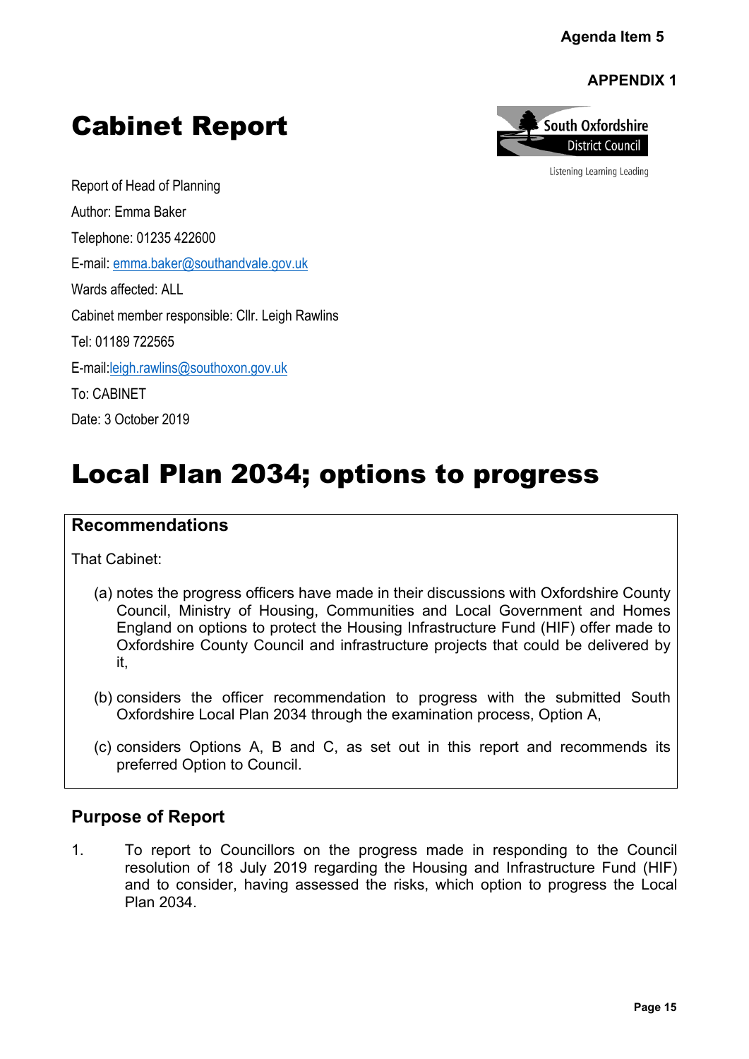Agenda Item 5

**APPENDIX 1**

# Cabinet Report

South Oxfordshire District Council

Listening Learning Leading

Report of Head of Planning

Author: Emma Baker

Telephone: 01235 422600

E-mail: emma.baker@southandvale.gov.uk

Wards affected: ALL

Cabinet member responsible: Cllr. Leigh Rawlins

Tel: 01189 722565

E-mail:leigh.rawlins@southoxon.gov.uk

To: CABINET

Date: 3 October 2019

# Local Plan 2034; options to progress

## Recommendations

That Cabinet:

(a) notes the progress officers have made in their discussions with Oxfordshire County Council, Ministry of Housing, Communities and Local Government and Homes England on options to protect the Housing Infrastructure Fund (HIF) offer made to Oxfordshire County Council and infrastructure projects that could be delivered by it,

(b) considers the officer recommendation to progress with the submitted South Oxfordshire Local Plan 2034 through the examination process, Option A,

(c) considers Options A, B and C, as set out in this report and recommends its preferred Option to Council.

## Purpose of Report

1. To report to Councillors on the progress made in responding to the Council resolution of 18 July 2019 regarding the Housing and Infrastructure Fund (HIF) and to consider, having assessed the risks, which option to progress the Local Plan 2034.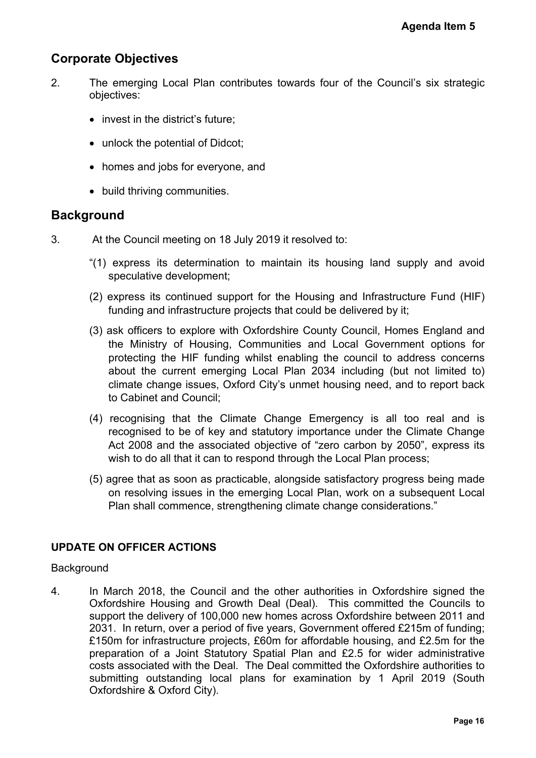## Corporate Objectives

2. The emerging Local Plan contributes towards four of the Council's six strategic objectives:

   - invest in the district's future;
   - unlock the potential of Didcot;
   - homes and jobs for everyone, and
   - build thriving communities.

## Background

3. At the Council meeting on 18 July 2019 it resolved to:

   "(1) express its determination to maintain its housing land supply and avoid speculative development;

   (2) express its continued support for the Housing and Infrastructure Fund (HIF) funding and infrastructure projects that could be delivered by it;

   (3) ask officers to explore with Oxfordshire County Council, Homes England and the Ministry of Housing, Communities and Local Government options for protecting the HIF funding whilst enabling the council to address concerns about the current emerging Local Plan 2034 including (but not limited to) climate change issues, Oxford City's unmet housing need, and to report back to Cabinet and Council;

   (4) recognising that the Climate Change Emergency is all too real and is recognised to be of key and statutory importance under the Climate Change Act 2008 and the associated objective of "zero carbon by 2050", express its wish to do all that it can to respond through the Local Plan process;

   (5) agree that as soon as practicable, alongside satisfactory progress being made on resolving issues in the emerging Local Plan, work on a subsequent Local Plan shall commence, strengthening climate change considerations."

**UPDATE ON OFFICER ACTIONS**

Background

4. In March 2018, the Council and the other authorities in Oxfordshire signed the Oxfordshire Housing and Growth Deal (Deal). This committed the Councils to support the delivery of 100,000 new homes across Oxfordshire between 2011 and 2031. In return, over a period of five years, Government offered £215m of funding; £150m for infrastructure projects, £60m for affordable housing, and £2.5m for the preparation of a Joint Statutory Spatial Plan and £2.5 for wider administrative costs associated with the Deal. The Deal committed the Oxfordshire authorities to submitting outstanding local plans for examination by 1 April 2019 (South Oxfordshire & Oxford City).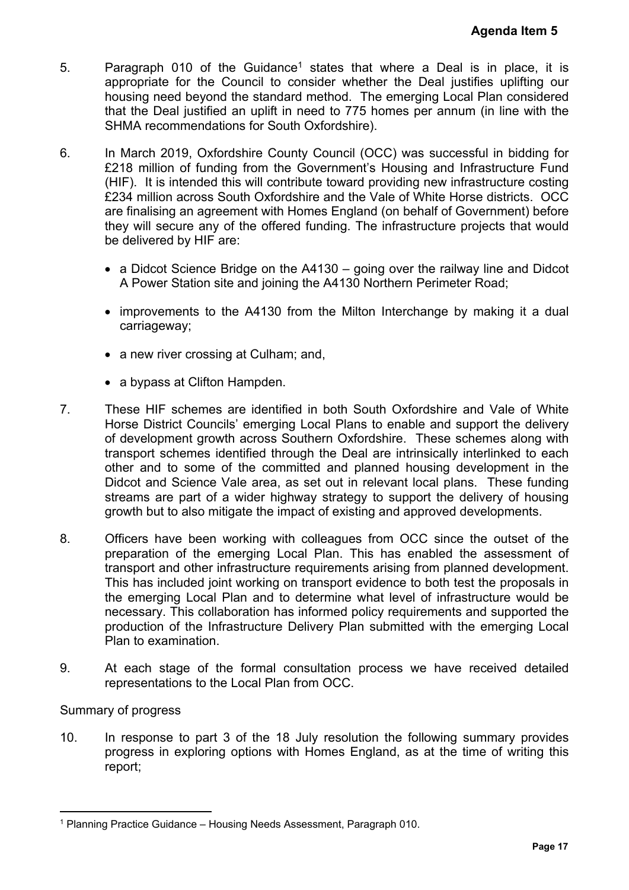5. Paragraph 010 of the Guidance[1] states that where a Deal is in place, it is appropriate for the Council to consider whether the Deal justifies uplifting our housing need beyond the standard method. The emerging Local Plan considered that the Deal justified an uplift in need to 775 homes per annum (in line with the SHMA recommendations for South Oxfordshire).

6. In March 2019, Oxfordshire County Council (OCC) was successful in bidding for £218 million of funding from the Government's Housing and Infrastructure Fund (HIF). It is intended this will contribute toward providing new infrastructure costing £234 million across South Oxfordshire and the Vale of White Horse districts. OCC are finalising an agreement with Homes England (on behalf of Government) before they will secure any of the offered funding. The infrastructure projects that would be delivered by HIF are:

   - a Didcot Science Bridge on the A4130 – going over the railway line and Didcot A Power Station site and joining the A4130 Northern Perimeter Road;
   - improvements to the A4130 from the Milton Interchange by making it a dual carriageway;
   - a new river crossing at Culham; and,
   - a bypass at Clifton Hampden.

7. These HIF schemes are identified in both South Oxfordshire and Vale of White Horse District Councils' emerging Local Plans to enable and support the delivery of development growth across Southern Oxfordshire. These schemes along with transport schemes identified through the Deal are intrinsically interlinked to each other and to some of the committed and planned housing development in the Didcot and Science Vale area, as set out in relevant local plans. These funding streams are part of a wider highway strategy to support the delivery of housing growth but to also mitigate the impact of existing and approved developments.

8. Officers have been working with colleagues from OCC since the outset of the preparation of the emerging Local Plan. This has enabled the assessment of transport and other infrastructure requirements arising from planned development. This has included joint working on transport evidence to both test the proposals in the emerging Local Plan and to determine what level of infrastructure would be necessary. This collaboration has informed policy requirements and supported the production of the Infrastructure Delivery Plan submitted with the emerging Local Plan to examination.

9. At each stage of the formal consultation process we have received detailed representations to the Local Plan from OCC.

Summary of progress

10. In response to part 3 of the 18 July resolution the following summary provides progress in exploring options with Homes England, as at the time of writing this report;

[1] Planning Practice Guidance – Housing Needs Assessment, Paragraph 010.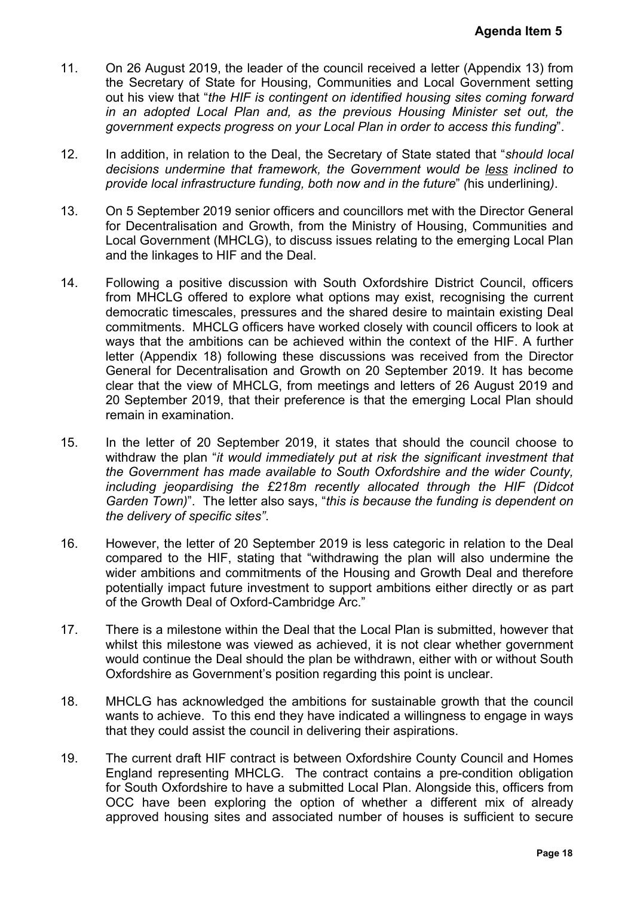11. On 26 August 2019, the leader of the council received a letter (Appendix 13) from the Secretary of State for Housing, Communities and Local Government setting out his view that "*the HIF is contingent on identified housing sites coming forward in an adopted Local Plan and, as the previous Housing Minister set out, the government expects progress on your Local Plan in order to access this funding*".

12. In addition, in relation to the Deal, the Secretary of State stated that "*should local decisions undermine that framework, the Government would be <u>less</u> inclined to provide local infrastructure funding, both now and in the future*" *(*his underlining*)*.

13. On 5 September 2019 senior officers and councillors met with the Director General for Decentralisation and Growth, from the Ministry of Housing, Communities and Local Government (MHCLG), to discuss issues relating to the emerging Local Plan and the linkages to HIF and the Deal.

14. Following a positive discussion with South Oxfordshire District Council, officers from MHCLG offered to explore what options may exist, recognising the current democratic timescales, pressures and the shared desire to maintain existing Deal commitments. MHCLG officers have worked closely with council officers to look at ways that the ambitions can be achieved within the context of the HIF. A further letter (Appendix 18) following these discussions was received from the Director General for Decentralisation and Growth on 20 September 2019. It has become clear that the view of MHCLG, from meetings and letters of 26 August 2019 and 20 September 2019, that their preference is that the emerging Local Plan should remain in examination.

15. In the letter of 20 September 2019, it states that should the council choose to withdraw the plan "*it would immediately put at risk the significant investment that the Government has made available to South Oxfordshire and the wider County, including jeopardising the £218m recently allocated through the HIF (Didcot Garden Town)*". The letter also says, "*this is because the funding is dependent on the delivery of specific sites"*.

16. However, the letter of 20 September 2019 is less categoric in relation to the Deal compared to the HIF, stating that "withdrawing the plan will also undermine the wider ambitions and commitments of the Housing and Growth Deal and therefore potentially impact future investment to support ambitions either directly or as part of the Growth Deal of Oxford-Cambridge Arc."

17. There is a milestone within the Deal that the Local Plan is submitted, however that whilst this milestone was viewed as achieved, it is not clear whether government would continue the Deal should the plan be withdrawn, either with or without South Oxfordshire as Government's position regarding this point is unclear.

18. MHCLG has acknowledged the ambitions for sustainable growth that the council wants to achieve. To this end they have indicated a willingness to engage in ways that they could assist the council in delivering their aspirations.

19. The current draft HIF contract is between Oxfordshire County Council and Homes England representing MHCLG. The contract contains a pre-condition obligation for South Oxfordshire to have a submitted Local Plan. Alongside this, officers from OCC have been exploring the option of whether a different mix of already approved housing sites and associated number of houses is sufficient to secure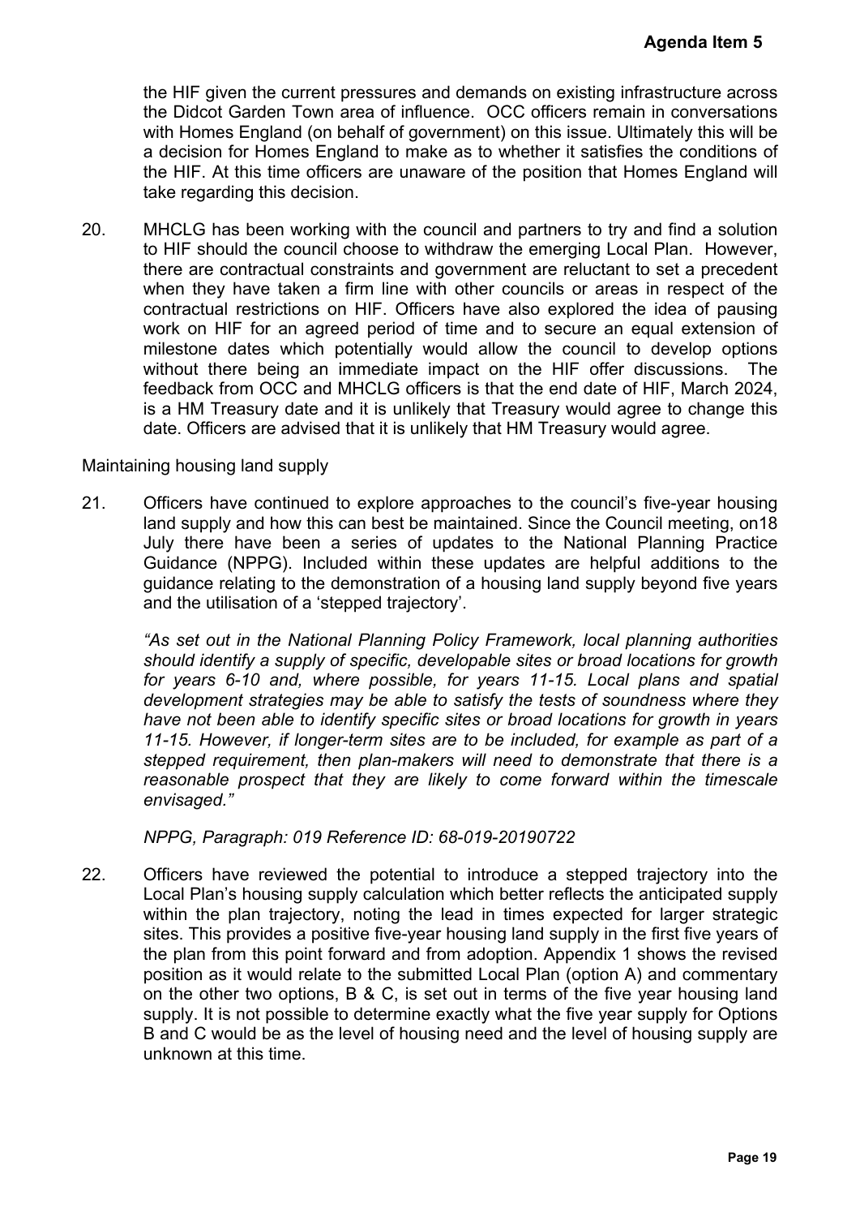the HIF given the current pressures and demands on existing infrastructure across the Didcot Garden Town area of influence. OCC officers remain in conversations with Homes England (on behalf of government) on this issue. Ultimately this will be a decision for Homes England to make as to whether it satisfies the conditions of the HIF. At this time officers are unaware of the position that Homes England will take regarding this decision.

20. MHCLG has been working with the council and partners to try and find a solution to HIF should the council choose to withdraw the emerging Local Plan. However, there are contractual constraints and government are reluctant to set a precedent when they have taken a firm line with other councils or areas in respect of the contractual restrictions on HIF. Officers have also explored the idea of pausing work on HIF for an agreed period of time and to secure an equal extension of milestone dates which potentially would allow the council to develop options without there being an immediate impact on the HIF offer discussions. The feedback from OCC and MHCLG officers is that the end date of HIF, March 2024, is a HM Treasury date and it is unlikely that Treasury would agree to change this date. Officers are advised that it is unlikely that HM Treasury would agree.

Maintaining housing land supply

21. Officers have continued to explore approaches to the council's five-year housing land supply and how this can best be maintained. Since the Council meeting, on18 July there have been a series of updates to the National Planning Practice Guidance (NPPG). Included within these updates are helpful additions to the guidance relating to the demonstration of a housing land supply beyond five years and the utilisation of a 'stepped trajectory'.

*"As set out in the National Planning Policy Framework, local planning authorities should identify a supply of specific, developable sites or broad locations for growth for years 6-10 and, where possible, for years 11-15. Local plans and spatial development strategies may be able to satisfy the tests of soundness where they have not been able to identify specific sites or broad locations for growth in years 11-15. However, if longer-term sites are to be included, for example as part of a stepped requirement, then plan-makers will need to demonstrate that there is a reasonable prospect that they are likely to come forward within the timescale envisaged."*

*NPPG, Paragraph: 019 Reference ID: 68-019-20190722*

22. Officers have reviewed the potential to introduce a stepped trajectory into the Local Plan's housing supply calculation which better reflects the anticipated supply within the plan trajectory, noting the lead in times expected for larger strategic sites. This provides a positive five-year housing land supply in the first five years of the plan from this point forward and from adoption. Appendix 1 shows the revised position as it would relate to the submitted Local Plan (option A) and commentary on the other two options, B & C, is set out in terms of the five year housing land supply. It is not possible to determine exactly what the five year supply for Options B and C would be as the level of housing need and the level of housing supply are unknown at this time.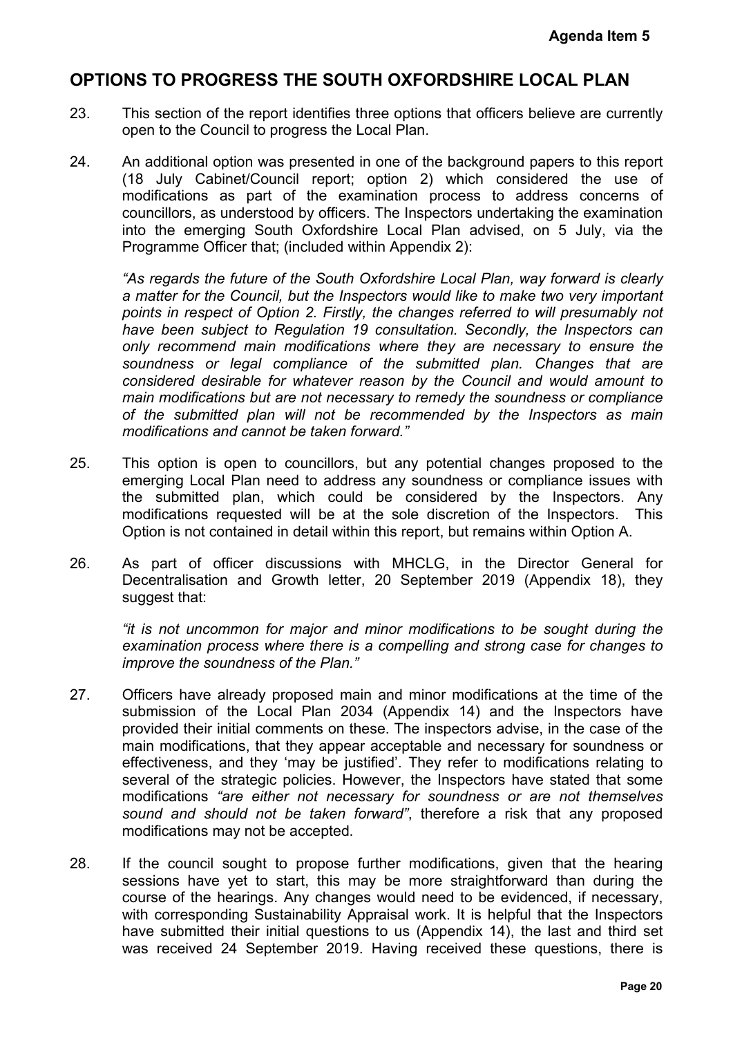## OPTIONS TO PROGRESS THE SOUTH OXFORDSHIRE LOCAL PLAN

23. This section of the report identifies three options that officers believe are currently open to the Council to progress the Local Plan.

24. An additional option was presented in one of the background papers to this report (18 July Cabinet/Council report; option 2) which considered the use of modifications as part of the examination process to address concerns of councillors, as understood by officers. The Inspectors undertaking the examination into the emerging South Oxfordshire Local Plan advised, on 5 July, via the Programme Officer that; (included within Appendix 2):

    *"As regards the future of the South Oxfordshire Local Plan, way forward is clearly a matter for the Council, but the Inspectors would like to make two very important points in respect of Option 2. Firstly, the changes referred to will presumably not have been subject to Regulation 19 consultation. Secondly, the Inspectors can only recommend main modifications where they are necessary to ensure the soundness or legal compliance of the submitted plan. Changes that are considered desirable for whatever reason by the Council and would amount to main modifications but are not necessary to remedy the soundness or compliance of the submitted plan will not be recommended by the Inspectors as main modifications and cannot be taken forward."*

25. This option is open to councillors, but any potential changes proposed to the emerging Local Plan need to address any soundness or compliance issues with the submitted plan, which could be considered by the Inspectors. Any modifications requested will be at the sole discretion of the Inspectors. This Option is not contained in detail within this report, but remains within Option A.

26. As part of officer discussions with MHCLG, in the Director General for Decentralisation and Growth letter, 20 September 2019 (Appendix 18), they suggest that:

    *"it is not uncommon for major and minor modifications to be sought during the examination process where there is a compelling and strong case for changes to improve the soundness of the Plan."*

27. Officers have already proposed main and minor modifications at the time of the submission of the Local Plan 2034 (Appendix 14) and the Inspectors have provided their initial comments on these. The inspectors advise, in the case of the main modifications, that they appear acceptable and necessary for soundness or effectiveness, and they 'may be justified'. They refer to modifications relating to several of the strategic policies. However, the Inspectors have stated that some modifications *"are either not necessary for soundness or are not themselves sound and should not be taken forward"*, therefore a risk that any proposed modifications may not be accepted.

28. If the council sought to propose further modifications, given that the hearing sessions have yet to start, this may be more straightforward than during the course of the hearings. Any changes would need to be evidenced, if necessary, with corresponding Sustainability Appraisal work. It is helpful that the Inspectors have submitted their initial questions to us (Appendix 14), the last and third set was received 24 September 2019. Having received these questions, there is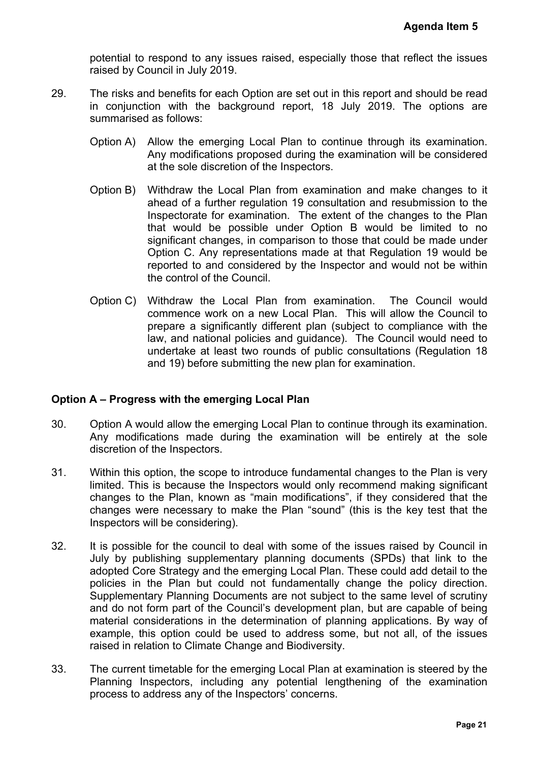potential to respond to any issues raised, especially those that reflect the issues raised by Council in July 2019.

29. The risks and benefits for each Option are set out in this report and should be read in conjunction with the background report, 18 July 2019. The options are summarised as follows:

    Option A) Allow the emerging Local Plan to continue through its examination. Any modifications proposed during the examination will be considered at the sole discretion of the Inspectors.

    Option B) Withdraw the Local Plan from examination and make changes to it ahead of a further regulation 19 consultation and resubmission to the Inspectorate for examination. The extent of the changes to the Plan that would be possible under Option B would be limited to no significant changes, in comparison to those that could be made under Option C. Any representations made at that Regulation 19 would be reported to and considered by the Inspector and would not be within the control of the Council.

    Option C) Withdraw the Local Plan from examination. The Council would commence work on a new Local Plan. This will allow the Council to prepare a significantly different plan (subject to compliance with the law, and national policies and guidance). The Council would need to undertake at least two rounds of public consultations (Regulation 18 and 19) before submitting the new plan for examination.

**Option A – Progress with the emerging Local Plan**

30. Option A would allow the emerging Local Plan to continue through its examination. Any modifications made during the examination will be entirely at the sole discretion of the Inspectors.

31. Within this option, the scope to introduce fundamental changes to the Plan is very limited. This is because the Inspectors would only recommend making significant changes to the Plan, known as "main modifications", if they considered that the changes were necessary to make the Plan "sound" (this is the key test that the Inspectors will be considering).

32. It is possible for the council to deal with some of the issues raised by Council in July by publishing supplementary planning documents (SPDs) that link to the adopted Core Strategy and the emerging Local Plan. These could add detail to the policies in the Plan but could not fundamentally change the policy direction. Supplementary Planning Documents are not subject to the same level of scrutiny and do not form part of the Council's development plan, but are capable of being material considerations in the determination of planning applications. By way of example, this option could be used to address some, but not all, of the issues raised in relation to Climate Change and Biodiversity.

33. The current timetable for the emerging Local Plan at examination is steered by the Planning Inspectors, including any potential lengthening of the examination process to address any of the Inspectors' concerns.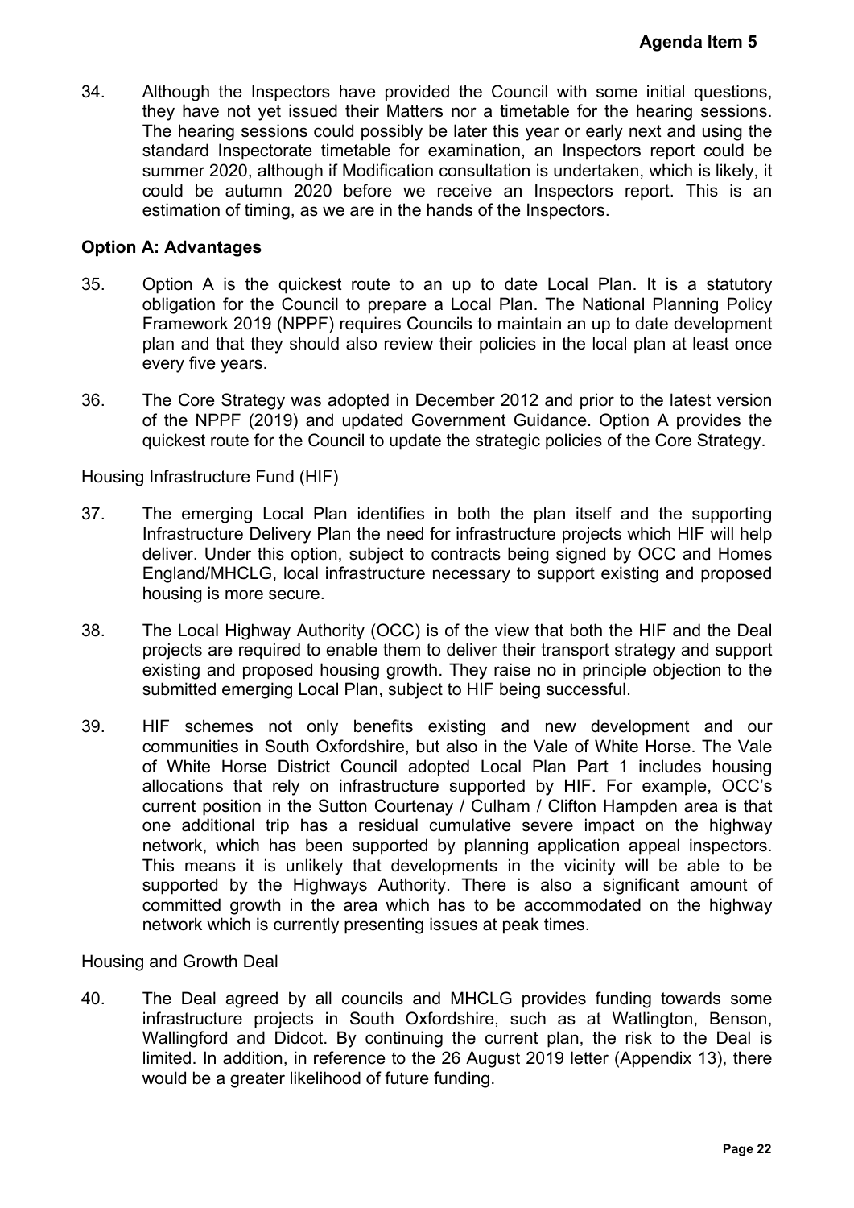34. Although the Inspectors have provided the Council with some initial questions, they have not yet issued their Matters nor a timetable for the hearing sessions. The hearing sessions could possibly be later this year or early next and using the standard Inspectorate timetable for examination, an Inspectors report could be summer 2020, although if Modification consultation is undertaken, which is likely, it could be autumn 2020 before we receive an Inspectors report. This is an estimation of timing, as we are in the hands of the Inspectors.

**Option A: Advantages**

35. Option A is the quickest route to an up to date Local Plan. It is a statutory obligation for the Council to prepare a Local Plan. The National Planning Policy Framework 2019 (NPPF) requires Councils to maintain an up to date development plan and that they should also review their policies in the local plan at least once every five years.

36. The Core Strategy was adopted in December 2012 and prior to the latest version of the NPPF (2019) and updated Government Guidance. Option A provides the quickest route for the Council to update the strategic policies of the Core Strategy.

Housing Infrastructure Fund (HIF)

37. The emerging Local Plan identifies in both the plan itself and the supporting Infrastructure Delivery Plan the need for infrastructure projects which HIF will help deliver. Under this option, subject to contracts being signed by OCC and Homes England/MHCLG, local infrastructure necessary to support existing and proposed housing is more secure.

38. The Local Highway Authority (OCC) is of the view that both the HIF and the Deal projects are required to enable them to deliver their transport strategy and support existing and proposed housing growth. They raise no in principle objection to the submitted emerging Local Plan, subject to HIF being successful.

39. HIF schemes not only benefits existing and new development and our communities in South Oxfordshire, but also in the Vale of White Horse. The Vale of White Horse District Council adopted Local Plan Part 1 includes housing allocations that rely on infrastructure supported by HIF. For example, OCC's current position in the Sutton Courtenay / Culham / Clifton Hampden area is that one additional trip has a residual cumulative severe impact on the highway network, which has been supported by planning application appeal inspectors. This means it is unlikely that developments in the vicinity will be able to be supported by the Highways Authority. There is also a significant amount of committed growth in the area which has to be accommodated on the highway network which is currently presenting issues at peak times.

Housing and Growth Deal

40. The Deal agreed by all councils and MHCLG provides funding towards some infrastructure projects in South Oxfordshire, such as at Watlington, Benson, Wallingford and Didcot. By continuing the current plan, the risk to the Deal is limited. In addition, in reference to the 26 August 2019 letter (Appendix 13), there would be a greater likelihood of future funding.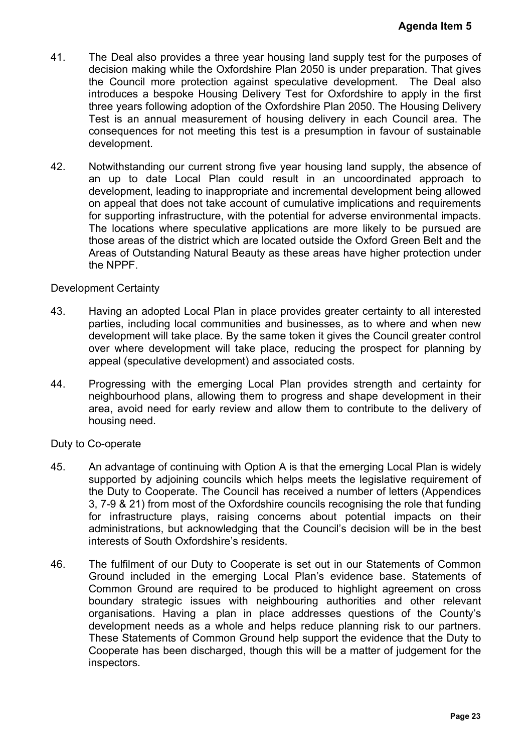41. The Deal also provides a three year housing land supply test for the purposes of decision making while the Oxfordshire Plan 2050 is under preparation. That gives the Council more protection against speculative development. The Deal also introduces a bespoke Housing Delivery Test for Oxfordshire to apply in the first three years following adoption of the Oxfordshire Plan 2050. The Housing Delivery Test is an annual measurement of housing delivery in each Council area. The consequences for not meeting this test is a presumption in favour of sustainable development.

42. Notwithstanding our current strong five year housing land supply, the absence of an up to date Local Plan could result in an uncoordinated approach to development, leading to inappropriate and incremental development being allowed on appeal that does not take account of cumulative implications and requirements for supporting infrastructure, with the potential for adverse environmental impacts. The locations where speculative applications are more likely to be pursued are those areas of the district which are located outside the Oxford Green Belt and the Areas of Outstanding Natural Beauty as these areas have higher protection under the NPPF.

Development Certainty

43. Having an adopted Local Plan in place provides greater certainty to all interested parties, including local communities and businesses, as to where and when new development will take place. By the same token it gives the Council greater control over where development will take place, reducing the prospect for planning by appeal (speculative development) and associated costs.

44. Progressing with the emerging Local Plan provides strength and certainty for neighbourhood plans, allowing them to progress and shape development in their area, avoid need for early review and allow them to contribute to the delivery of housing need.

Duty to Co-operate

45. An advantage of continuing with Option A is that the emerging Local Plan is widely supported by adjoining councils which helps meets the legislative requirement of the Duty to Cooperate. The Council has received a number of letters (Appendices 3, 7-9 & 21) from most of the Oxfordshire councils recognising the role that funding for infrastructure plays, raising concerns about potential impacts on their administrations, but acknowledging that the Council's decision will be in the best interests of South Oxfordshire's residents.

46. The fulfilment of our Duty to Cooperate is set out in our Statements of Common Ground included in the emerging Local Plan's evidence base. Statements of Common Ground are required to be produced to highlight agreement on cross boundary strategic issues with neighbouring authorities and other relevant organisations. Having a plan in place addresses questions of the County's development needs as a whole and helps reduce planning risk to our partners. These Statements of Common Ground help support the evidence that the Duty to Cooperate has been discharged, though this will be a matter of judgement for the inspectors.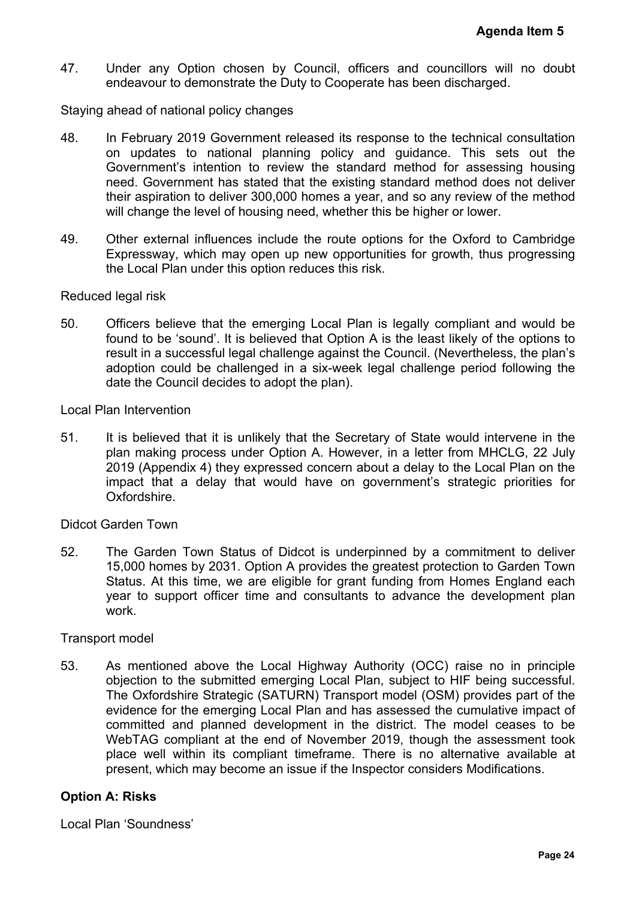47. Under any Option chosen by Council, officers and councillors will no doubt endeavour to demonstrate the Duty to Cooperate has been discharged.

Staying ahead of national policy changes

48. In February 2019 Government released its response to the technical consultation on updates to national planning policy and guidance. This sets out the Government's intention to review the standard method for assessing housing need. Government has stated that the existing standard method does not deliver their aspiration to deliver 300,000 homes a year, and so any review of the method will change the level of housing need, whether this be higher or lower.

49. Other external influences include the route options for the Oxford to Cambridge Expressway, which may open up new opportunities for growth, thus progressing the Local Plan under this option reduces this risk.

Reduced legal risk

50. Officers believe that the emerging Local Plan is legally compliant and would be found to be 'sound'. It is believed that Option A is the least likely of the options to result in a successful legal challenge against the Council. (Nevertheless, the plan's adoption could be challenged in a six-week legal challenge period following the date the Council decides to adopt the plan).

Local Plan Intervention

51. It is believed that it is unlikely that the Secretary of State would intervene in the plan making process under Option A. However, in a letter from MHCLG, 22 July 2019 (Appendix 4) they expressed concern about a delay to the Local Plan on the impact that a delay that would have on government's strategic priorities for Oxfordshire.

Didcot Garden Town

52. The Garden Town Status of Didcot is underpinned by a commitment to deliver 15,000 homes by 2031. Option A provides the greatest protection to Garden Town Status. At this time, we are eligible for grant funding from Homes England each year to support officer time and consultants to advance the development plan work.

Transport model

53. As mentioned above the Local Highway Authority (OCC) raise no in principle objection to the submitted emerging Local Plan, subject to HIF being successful. The Oxfordshire Strategic (SATURN) Transport model (OSM) provides part of the evidence for the emerging Local Plan and has assessed the cumulative impact of committed and planned development in the district. The model ceases to be WebTAG compliant at the end of November 2019, though the assessment took place well within its compliant timeframe. There is no alternative available at present, which may become an issue if the Inspector considers Modifications.

**Option A: Risks**

Local Plan 'Soundness'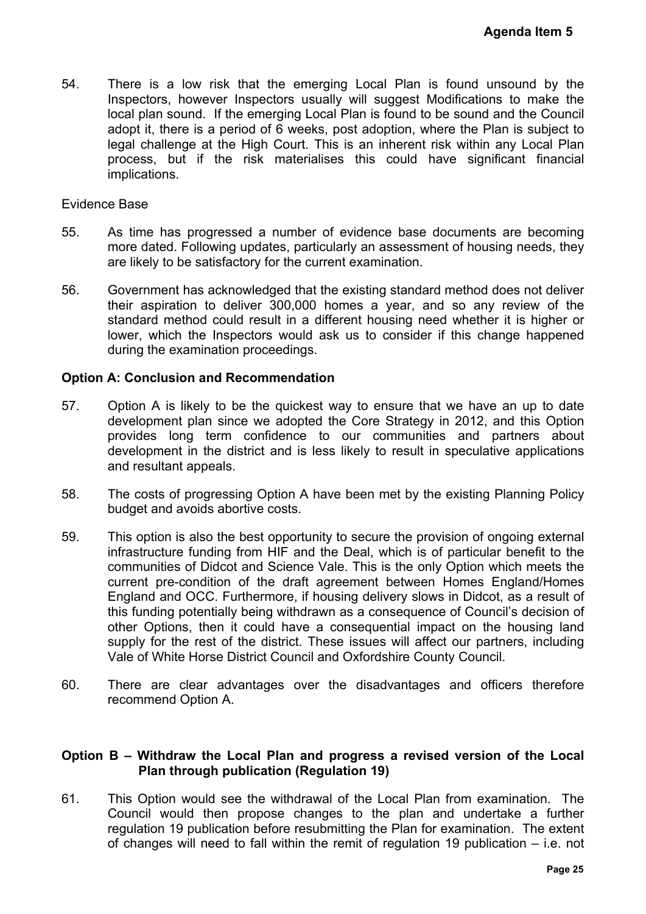54. There is a low risk that the emerging Local Plan is found unsound by the Inspectors, however Inspectors usually will suggest Modifications to make the local plan sound. If the emerging Local Plan is found to be sound and the Council adopt it, there is a period of 6 weeks, post adoption, where the Plan is subject to legal challenge at the High Court. This is an inherent risk within any Local Plan process, but if the risk materialises this could have significant financial implications.

Evidence Base

55. As time has progressed a number of evidence base documents are becoming more dated. Following updates, particularly an assessment of housing needs, they are likely to be satisfactory for the current examination.

56. Government has acknowledged that the existing standard method does not deliver their aspiration to deliver 300,000 homes a year, and so any review of the standard method could result in a different housing need whether it is higher or lower, which the Inspectors would ask us to consider if this change happened during the examination proceedings.

**Option A: Conclusion and Recommendation**

57. Option A is likely to be the quickest way to ensure that we have an up to date development plan since we adopted the Core Strategy in 2012, and this Option provides long term confidence to our communities and partners about development in the district and is less likely to result in speculative applications and resultant appeals.

58. The costs of progressing Option A have been met by the existing Planning Policy budget and avoids abortive costs.

59. This option is also the best opportunity to secure the provision of ongoing external infrastructure funding from HIF and the Deal, which is of particular benefit to the communities of Didcot and Science Vale. This is the only Option which meets the current pre-condition of the draft agreement between Homes England/Homes England and OCC. Furthermore, if housing delivery slows in Didcot, as a result of this funding potentially being withdrawn as a consequence of Council's decision of other Options, then it could have a consequential impact on the housing land supply for the rest of the district. These issues will affect our partners, including Vale of White Horse District Council and Oxfordshire County Council.

60. There are clear advantages over the disadvantages and officers therefore recommend Option A.

**Option B – Withdraw the Local Plan and progress a revised version of the Local Plan through publication (Regulation 19)**

61. This Option would see the withdrawal of the Local Plan from examination. The Council would then propose changes to the plan and undertake a further regulation 19 publication before resubmitting the Plan for examination. The extent of changes will need to fall within the remit of regulation 19 publication – i.e. not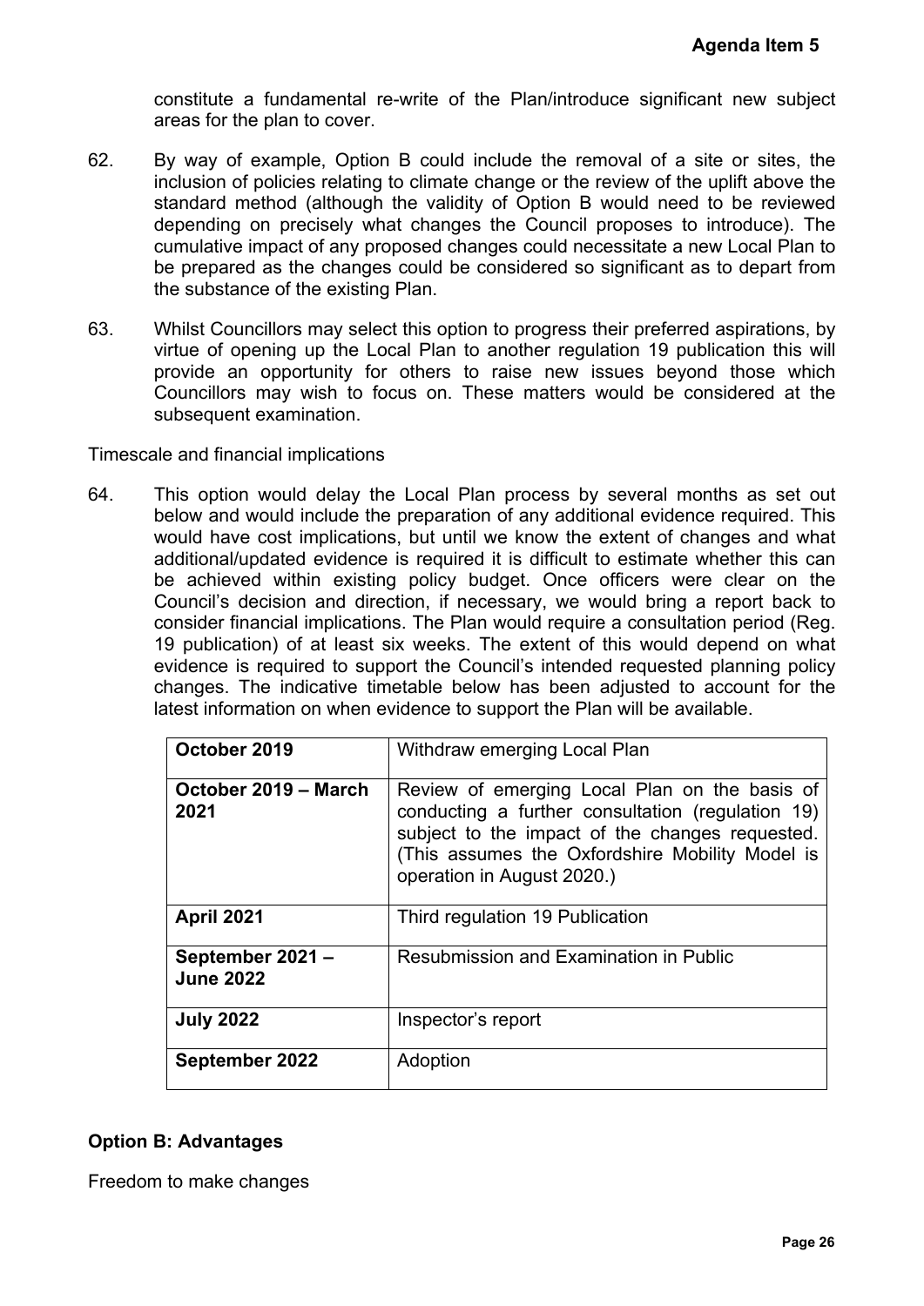constitute a fundamental re-write of the Plan/introduce significant new subject areas for the plan to cover.

62. By way of example, Option B could include the removal of a site or sites, the inclusion of policies relating to climate change or the review of the uplift above the standard method (although the validity of Option B would need to be reviewed depending on precisely what changes the Council proposes to introduce). The cumulative impact of any proposed changes could necessitate a new Local Plan to be prepared as the changes could be considered so significant as to depart from the substance of the existing Plan.

63. Whilst Councillors may select this option to progress their preferred aspirations, by virtue of opening up the Local Plan to another regulation 19 publication this will provide an opportunity for others to raise new issues beyond those which Councillors may wish to focus on. These matters would be considered at the subsequent examination.

Timescale and financial implications

64. This option would delay the Local Plan process by several months as set out below and would include the preparation of any additional evidence required. This would have cost implications, but until we know the extent of changes and what additional/updated evidence is required it is difficult to estimate whether this can be achieved within existing policy budget. Once officers were clear on the Council's decision and direction, if necessary, we would bring a report back to consider financial implications. The Plan would require a consultation period (Reg. 19 publication) of at least six weeks. The extent of this would depend on what evidence is required to support the Council's intended requested planning policy changes. The indicative timetable below has been adjusted to account for the latest information on when evidence to support the Plan will be available.

| **October 2019** | Withdraw emerging Local Plan |
|---|---|
| **October 2019 – March 2021** | Review of emerging Local Plan on the basis of conducting a further consultation (regulation 19) subject to the impact of the changes requested. (This assumes the Oxfordshire Mobility Model is operation in August 2020.) |
| **April 2021** | Third regulation 19 Publication |
| **September 2021 – June 2022** | Resubmission and Examination in Public |
| **July 2022** | Inspector's report |
| **September 2022** | Adoption |

**Option B: Advantages**

Freedom to make changes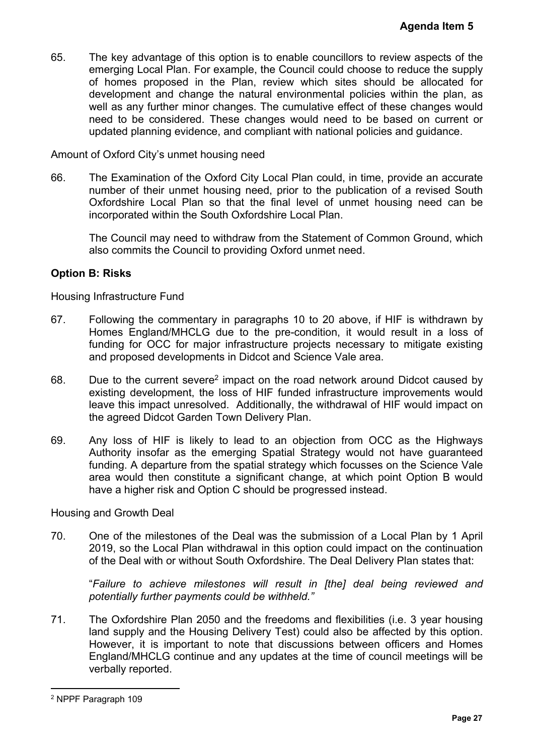65. The key advantage of this option is to enable councillors to review aspects of the emerging Local Plan. For example, the Council could choose to reduce the supply of homes proposed in the Plan, review which sites should be allocated for development and change the natural environmental policies within the plan, as well as any further minor changes. The cumulative effect of these changes would need to be considered. These changes would need to be based on current or updated planning evidence, and compliant with national policies and guidance.

Amount of Oxford City's unmet housing need

66. The Examination of the Oxford City Local Plan could, in time, provide an accurate number of their unmet housing need, prior to the publication of a revised South Oxfordshire Local Plan so that the final level of unmet housing need can be incorporated within the South Oxfordshire Local Plan.

    The Council may need to withdraw from the Statement of Common Ground, which also commits the Council to providing Oxford unmet need.

**Option B: Risks**

Housing Infrastructure Fund

67. Following the commentary in paragraphs 10 to 20 above, if HIF is withdrawn by Homes England/MHCLG due to the pre-condition, it would result in a loss of funding for OCC for major infrastructure projects necessary to mitigate existing and proposed developments in Didcot and Science Vale area.

68. Due to the current severe[2] impact on the road network around Didcot caused by existing development, the loss of HIF funded infrastructure improvements would leave this impact unresolved. Additionally, the withdrawal of HIF would impact on the agreed Didcot Garden Town Delivery Plan.

69. Any loss of HIF is likely to lead to an objection from OCC as the Highways Authority insofar as the emerging Spatial Strategy would not have guaranteed funding. A departure from the spatial strategy which focusses on the Science Vale area would then constitute a significant change, at which point Option B would have a higher risk and Option C should be progressed instead.

Housing and Growth Deal

70. One of the milestones of the Deal was the submission of a Local Plan by 1 April 2019, so the Local Plan withdrawal in this option could impact on the continuation of the Deal with or without South Oxfordshire. The Deal Delivery Plan states that:

    "*Failure to achieve milestones will result in [the] deal being reviewed and potentially further payments could be withheld."*

71. The Oxfordshire Plan 2050 and the freedoms and flexibilities (i.e. 3 year housing land supply and the Housing Delivery Test) could also be affected by this option. However, it is important to note that discussions between officers and Homes England/MHCLG continue and any updates at the time of council meetings will be verbally reported.

[2] NPPF Paragraph 109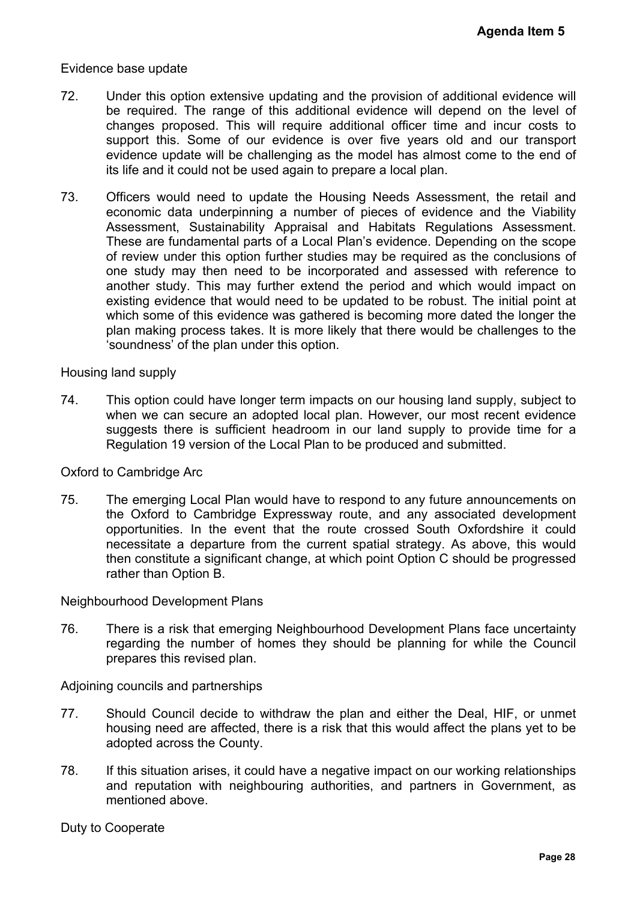Evidence base update

72. Under this option extensive updating and the provision of additional evidence will be required. The range of this additional evidence will depend on the level of changes proposed. This will require additional officer time and incur costs to support this. Some of our evidence is over five years old and our transport evidence update will be challenging as the model has almost come to the end of its life and it could not be used again to prepare a local plan.

73. Officers would need to update the Housing Needs Assessment, the retail and economic data underpinning a number of pieces of evidence and the Viability Assessment, Sustainability Appraisal and Habitats Regulations Assessment. These are fundamental parts of a Local Plan's evidence. Depending on the scope of review under this option further studies may be required as the conclusions of one study may then need to be incorporated and assessed with reference to another study. This may further extend the period and which would impact on existing evidence that would need to be updated to be robust. The initial point at which some of this evidence was gathered is becoming more dated the longer the plan making process takes. It is more likely that there would be challenges to the 'soundness' of the plan under this option.

Housing land supply

74. This option could have longer term impacts on our housing land supply, subject to when we can secure an adopted local plan. However, our most recent evidence suggests there is sufficient headroom in our land supply to provide time for a Regulation 19 version of the Local Plan to be produced and submitted.

Oxford to Cambridge Arc

75. The emerging Local Plan would have to respond to any future announcements on the Oxford to Cambridge Expressway route, and any associated development opportunities. In the event that the route crossed South Oxfordshire it could necessitate a departure from the current spatial strategy. As above, this would then constitute a significant change, at which point Option C should be progressed rather than Option B.

Neighbourhood Development Plans

76. There is a risk that emerging Neighbourhood Development Plans face uncertainty regarding the number of homes they should be planning for while the Council prepares this revised plan.

Adjoining councils and partnerships

77. Should Council decide to withdraw the plan and either the Deal, HIF, or unmet housing need are affected, there is a risk that this would affect the plans yet to be adopted across the County.

78. If this situation arises, it could have a negative impact on our working relationships and reputation with neighbouring authorities, and partners in Government, as mentioned above.

Duty to Cooperate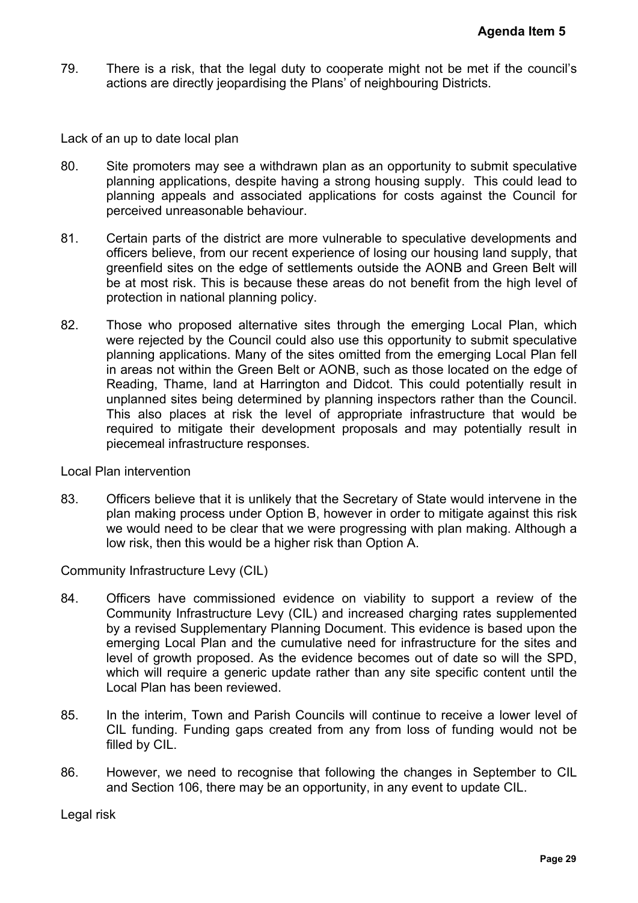79. There is a risk, that the legal duty to cooperate might not be met if the council's actions are directly jeopardising the Plans' of neighbouring Districts.

Lack of an up to date local plan

80. Site promoters may see a withdrawn plan as an opportunity to submit speculative planning applications, despite having a strong housing supply. This could lead to planning appeals and associated applications for costs against the Council for perceived unreasonable behaviour.

81. Certain parts of the district are more vulnerable to speculative developments and officers believe, from our recent experience of losing our housing land supply, that greenfield sites on the edge of settlements outside the AONB and Green Belt will be at most risk. This is because these areas do not benefit from the high level of protection in national planning policy.

82. Those who proposed alternative sites through the emerging Local Plan, which were rejected by the Council could also use this opportunity to submit speculative planning applications. Many of the sites omitted from the emerging Local Plan fell in areas not within the Green Belt or AONB, such as those located on the edge of Reading, Thame, land at Harrington and Didcot. This could potentially result in unplanned sites being determined by planning inspectors rather than the Council. This also places at risk the level of appropriate infrastructure that would be required to mitigate their development proposals and may potentially result in piecemeal infrastructure responses.

Local Plan intervention

83. Officers believe that it is unlikely that the Secretary of State would intervene in the plan making process under Option B, however in order to mitigate against this risk we would need to be clear that we were progressing with plan making. Although a low risk, then this would be a higher risk than Option A.

Community Infrastructure Levy (CIL)

84. Officers have commissioned evidence on viability to support a review of the Community Infrastructure Levy (CIL) and increased charging rates supplemented by a revised Supplementary Planning Document. This evidence is based upon the emerging Local Plan and the cumulative need for infrastructure for the sites and level of growth proposed. As the evidence becomes out of date so will the SPD, which will require a generic update rather than any site specific content until the Local Plan has been reviewed.

85. In the interim, Town and Parish Councils will continue to receive a lower level of CIL funding. Funding gaps created from any from loss of funding would not be filled by CIL.

86. However, we need to recognise that following the changes in September to CIL and Section 106, there may be an opportunity, in any event to update CIL.

Legal risk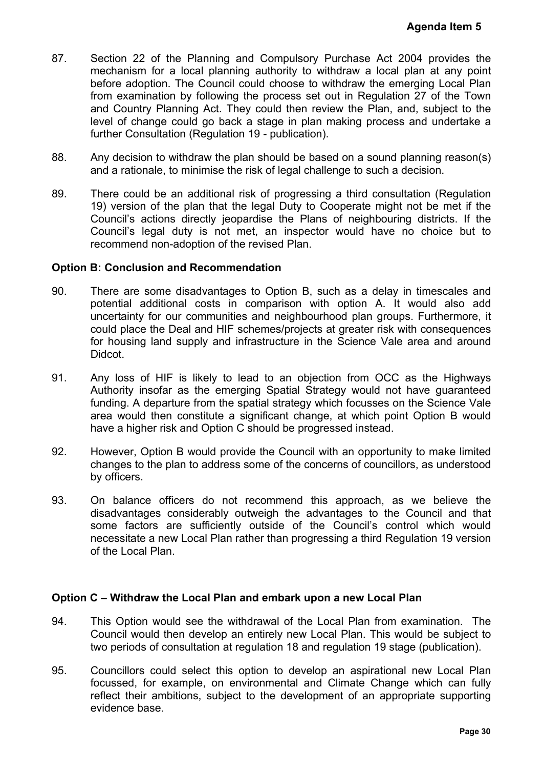87. Section 22 of the Planning and Compulsory Purchase Act 2004 provides the mechanism for a local planning authority to withdraw a local plan at any point before adoption. The Council could choose to withdraw the emerging Local Plan from examination by following the process set out in Regulation 27 of the Town and Country Planning Act. They could then review the Plan, and, subject to the level of change could go back a stage in plan making process and undertake a further Consultation (Regulation 19 - publication).

88. Any decision to withdraw the plan should be based on a sound planning reason(s) and a rationale, to minimise the risk of legal challenge to such a decision.

89. There could be an additional risk of progressing a third consultation (Regulation 19) version of the plan that the legal Duty to Cooperate might not be met if the Council's actions directly jeopardise the Plans of neighbouring districts. If the Council's legal duty is not met, an inspector would have no choice but to recommend non-adoption of the revised Plan.

**Option B: Conclusion and Recommendation**

90. There are some disadvantages to Option B, such as a delay in timescales and potential additional costs in comparison with option A. It would also add uncertainty for our communities and neighbourhood plan groups. Furthermore, it could place the Deal and HIF schemes/projects at greater risk with consequences for housing land supply and infrastructure in the Science Vale area and around Didcot.

91. Any loss of HIF is likely to lead to an objection from OCC as the Highways Authority insofar as the emerging Spatial Strategy would not have guaranteed funding. A departure from the spatial strategy which focusses on the Science Vale area would then constitute a significant change, at which point Option B would have a higher risk and Option C should be progressed instead.

92. However, Option B would provide the Council with an opportunity to make limited changes to the plan to address some of the concerns of councillors, as understood by officers.

93. On balance officers do not recommend this approach, as we believe the disadvantages considerably outweigh the advantages to the Council and that some factors are sufficiently outside of the Council's control which would necessitate a new Local Plan rather than progressing a third Regulation 19 version of the Local Plan.

**Option C – Withdraw the Local Plan and embark upon a new Local Plan**

94. This Option would see the withdrawal of the Local Plan from examination. The Council would then develop an entirely new Local Plan. This would be subject to two periods of consultation at regulation 18 and regulation 19 stage (publication).

95. Councillors could select this option to develop an aspirational new Local Plan focussed, for example, on environmental and Climate Change which can fully reflect their ambitions, subject to the development of an appropriate supporting evidence base.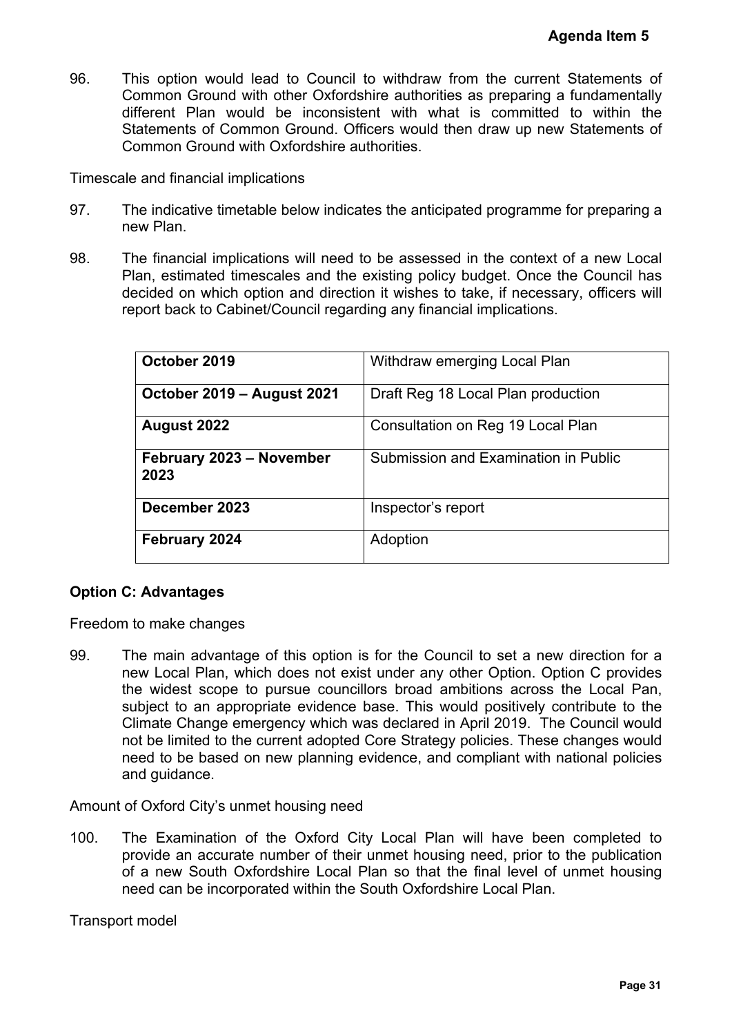96. This option would lead to Council to withdraw from the current Statements of Common Ground with other Oxfordshire authorities as preparing a fundamentally different Plan would be inconsistent with what is committed to within the Statements of Common Ground. Officers would then draw up new Statements of Common Ground with Oxfordshire authorities.

Timescale and financial implications

97. The indicative timetable below indicates the anticipated programme for preparing a new Plan.

98. The financial implications will need to be assessed in the context of a new Local Plan, estimated timescales and the existing policy budget. Once the Council has decided on which option and direction it wishes to take, if necessary, officers will report back to Cabinet/Council regarding any financial implications.

| **October 2019** | Withdraw emerging Local Plan |
|---|---|
| **October 2019 – August 2021** | Draft Reg 18 Local Plan production |
| **August 2022** | Consultation on Reg 19 Local Plan |
| **February 2023 – November 2023** | Submission and Examination in Public |
| **December 2023** | Inspector's report |
| **February 2024** | Adoption |

**Option C: Advantages**

Freedom to make changes

99. The main advantage of this option is for the Council to set a new direction for a new Local Plan, which does not exist under any other Option. Option C provides the widest scope to pursue councillors broad ambitions across the Local Pan, subject to an appropriate evidence base. This would positively contribute to the Climate Change emergency which was declared in April 2019. The Council would not be limited to the current adopted Core Strategy policies. These changes would need to be based on new planning evidence, and compliant with national policies and guidance.

Amount of Oxford City's unmet housing need

100. The Examination of the Oxford City Local Plan will have been completed to provide an accurate number of their unmet housing need, prior to the publication of a new South Oxfordshire Local Plan so that the final level of unmet housing need can be incorporated within the South Oxfordshire Local Plan.

Transport model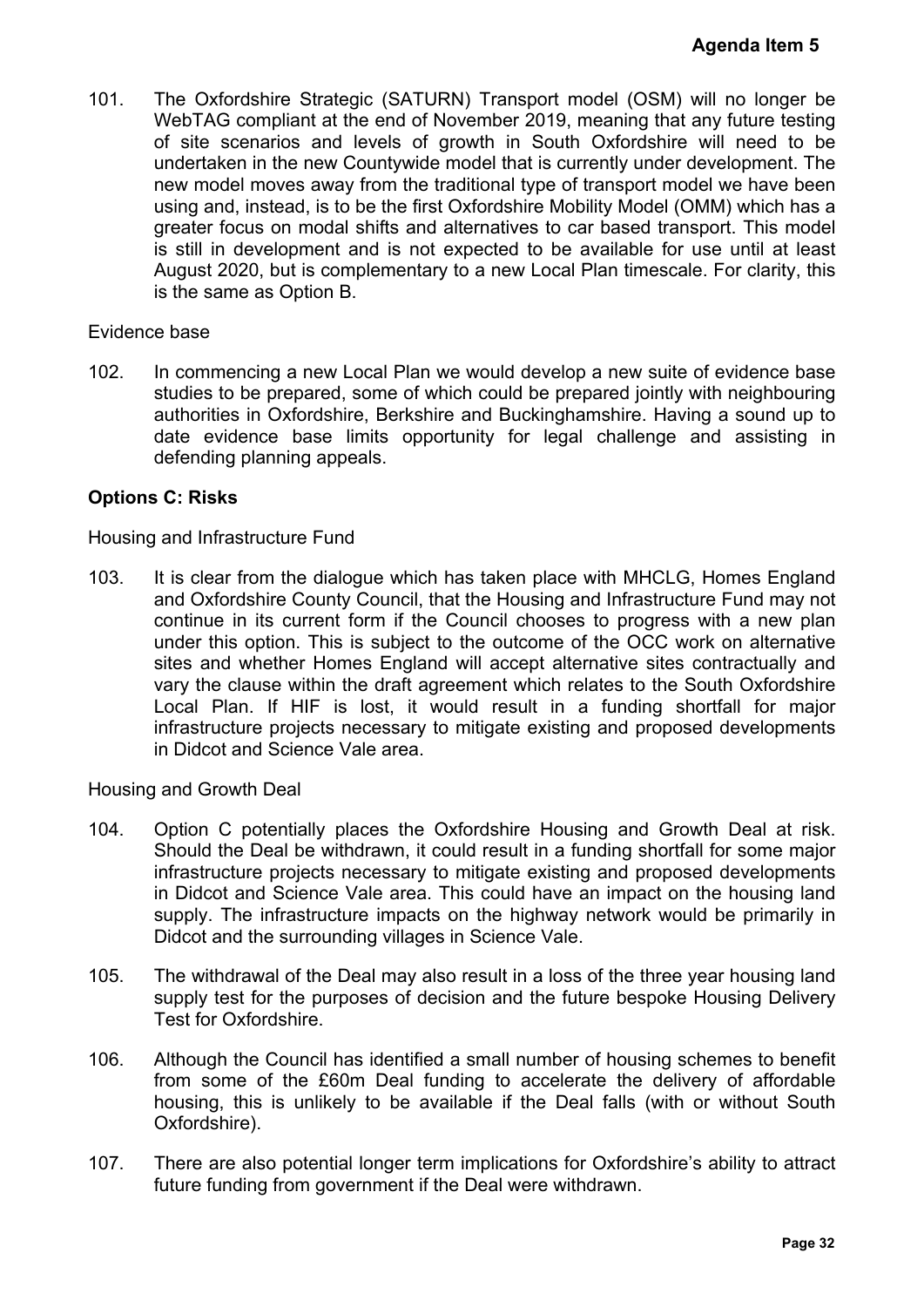101. The Oxfordshire Strategic (SATURN) Transport model (OSM) will no longer be WebTAG compliant at the end of November 2019, meaning that any future testing of site scenarios and levels of growth in South Oxfordshire will need to be undertaken in the new Countywide model that is currently under development. The new model moves away from the traditional type of transport model we have been using and, instead, is to be the first Oxfordshire Mobility Model (OMM) which has a greater focus on modal shifts and alternatives to car based transport. This model is still in development and is not expected to be available for use until at least August 2020, but is complementary to a new Local Plan timescale. For clarity, this is the same as Option B.

Evidence base

102. In commencing a new Local Plan we would develop a new suite of evidence base studies to be prepared, some of which could be prepared jointly with neighbouring authorities in Oxfordshire, Berkshire and Buckinghamshire. Having a sound up to date evidence base limits opportunity for legal challenge and assisting in defending planning appeals.

**Options C: Risks**

Housing and Infrastructure Fund

103. It is clear from the dialogue which has taken place with MHCLG, Homes England and Oxfordshire County Council, that the Housing and Infrastructure Fund may not continue in its current form if the Council chooses to progress with a new plan under this option. This is subject to the outcome of the OCC work on alternative sites and whether Homes England will accept alternative sites contractually and vary the clause within the draft agreement which relates to the South Oxfordshire Local Plan. If HIF is lost, it would result in a funding shortfall for major infrastructure projects necessary to mitigate existing and proposed developments in Didcot and Science Vale area.

Housing and Growth Deal

104. Option C potentially places the Oxfordshire Housing and Growth Deal at risk. Should the Deal be withdrawn, it could result in a funding shortfall for some major infrastructure projects necessary to mitigate existing and proposed developments in Didcot and Science Vale area. This could have an impact on the housing land supply. The infrastructure impacts on the highway network would be primarily in Didcot and the surrounding villages in Science Vale.

105. The withdrawal of the Deal may also result in a loss of the three year housing land supply test for the purposes of decision and the future bespoke Housing Delivery Test for Oxfordshire.

106. Although the Council has identified a small number of housing schemes to benefit from some of the £60m Deal funding to accelerate the delivery of affordable housing, this is unlikely to be available if the Deal falls (with or without South Oxfordshire).

107. There are also potential longer term implications for Oxfordshire's ability to attract future funding from government if the Deal were withdrawn.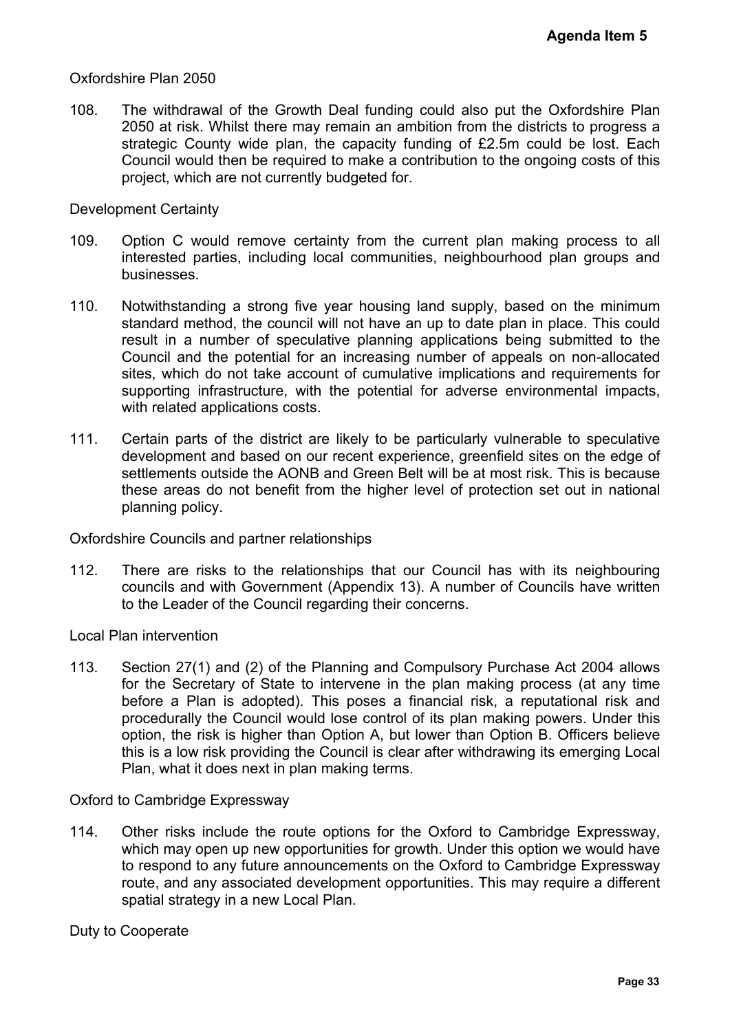Oxfordshire Plan 2050

108. The withdrawal of the Growth Deal funding could also put the Oxfordshire Plan 2050 at risk. Whilst there may remain an ambition from the districts to progress a strategic County wide plan, the capacity funding of £2.5m could be lost. Each Council would then be required to make a contribution to the ongoing costs of this project, which are not currently budgeted for.

Development Certainty

109. Option C would remove certainty from the current plan making process to all interested parties, including local communities, neighbourhood plan groups and businesses.

110. Notwithstanding a strong five year housing land supply, based on the minimum standard method, the council will not have an up to date plan in place. This could result in a number of speculative planning applications being submitted to the Council and the potential for an increasing number of appeals on non-allocated sites, which do not take account of cumulative implications and requirements for supporting infrastructure, with the potential for adverse environmental impacts, with related applications costs.

111. Certain parts of the district are likely to be particularly vulnerable to speculative development and based on our recent experience, greenfield sites on the edge of settlements outside the AONB and Green Belt will be at most risk. This is because these areas do not benefit from the higher level of protection set out in national planning policy.

Oxfordshire Councils and partner relationships

112. There are risks to the relationships that our Council has with its neighbouring councils and with Government (Appendix 13). A number of Councils have written to the Leader of the Council regarding their concerns.

Local Plan intervention

113. Section 27(1) and (2) of the Planning and Compulsory Purchase Act 2004 allows for the Secretary of State to intervene in the plan making process (at any time before a Plan is adopted). This poses a financial risk, a reputational risk and procedurally the Council would lose control of its plan making powers. Under this option, the risk is higher than Option A, but lower than Option B. Officers believe this is a low risk providing the Council is clear after withdrawing its emerging Local Plan, what it does next in plan making terms.

Oxford to Cambridge Expressway

114. Other risks include the route options for the Oxford to Cambridge Expressway, which may open up new opportunities for growth. Under this option we would have to respond to any future announcements on the Oxford to Cambridge Expressway route, and any associated development opportunities. This may require a different spatial strategy in a new Local Plan.

Duty to Cooperate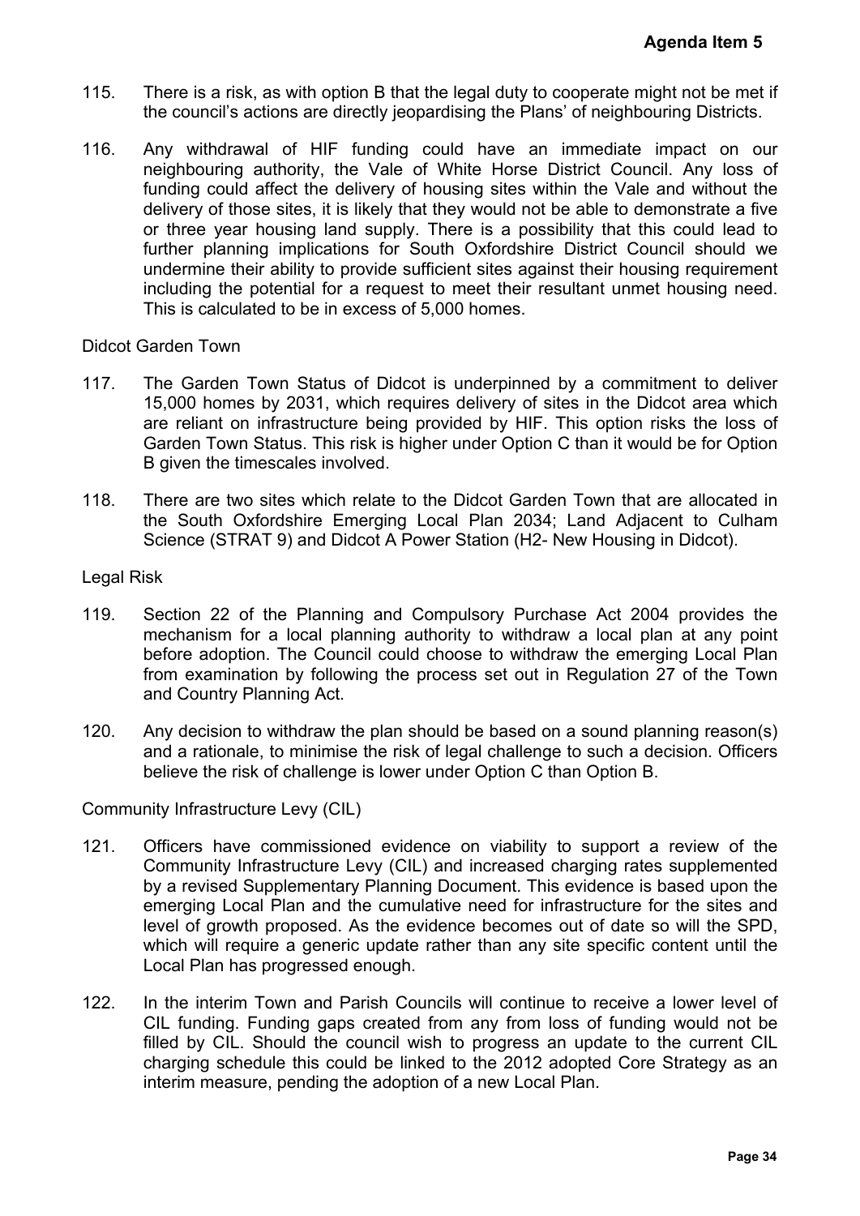115. There is a risk, as with option B that the legal duty to cooperate might not be met if the council's actions are directly jeopardising the Plans' of neighbouring Districts.

116. Any withdrawal of HIF funding could have an immediate impact on our neighbouring authority, the Vale of White Horse District Council. Any loss of funding could affect the delivery of housing sites within the Vale and without the delivery of those sites, it is likely that they would not be able to demonstrate a five or three year housing land supply. There is a possibility that this could lead to further planning implications for South Oxfordshire District Council should we undermine their ability to provide sufficient sites against their housing requirement including the potential for a request to meet their resultant unmet housing need. This is calculated to be in excess of 5,000 homes.

Didcot Garden Town

117. The Garden Town Status of Didcot is underpinned by a commitment to deliver 15,000 homes by 2031, which requires delivery of sites in the Didcot area which are reliant on infrastructure being provided by HIF. This option risks the loss of Garden Town Status. This risk is higher under Option C than it would be for Option B given the timescales involved.

118. There are two sites which relate to the Didcot Garden Town that are allocated in the South Oxfordshire Emerging Local Plan 2034; Land Adjacent to Culham Science (STRAT 9) and Didcot A Power Station (H2- New Housing in Didcot).

Legal Risk

119. Section 22 of the Planning and Compulsory Purchase Act 2004 provides the mechanism for a local planning authority to withdraw a local plan at any point before adoption. The Council could choose to withdraw the emerging Local Plan from examination by following the process set out in Regulation 27 of the Town and Country Planning Act.

120. Any decision to withdraw the plan should be based on a sound planning reason(s) and a rationale, to minimise the risk of legal challenge to such a decision. Officers believe the risk of challenge is lower under Option C than Option B.

Community Infrastructure Levy (CIL)

121. Officers have commissioned evidence on viability to support a review of the Community Infrastructure Levy (CIL) and increased charging rates supplemented by a revised Supplementary Planning Document. This evidence is based upon the emerging Local Plan and the cumulative need for infrastructure for the sites and level of growth proposed. As the evidence becomes out of date so will the SPD, which will require a generic update rather than any site specific content until the Local Plan has progressed enough.

122. In the interim Town and Parish Councils will continue to receive a lower level of CIL funding. Funding gaps created from any from loss of funding would not be filled by CIL. Should the council wish to progress an update to the current CIL charging schedule this could be linked to the 2012 adopted Core Strategy as an interim measure, pending the adoption of a new Local Plan.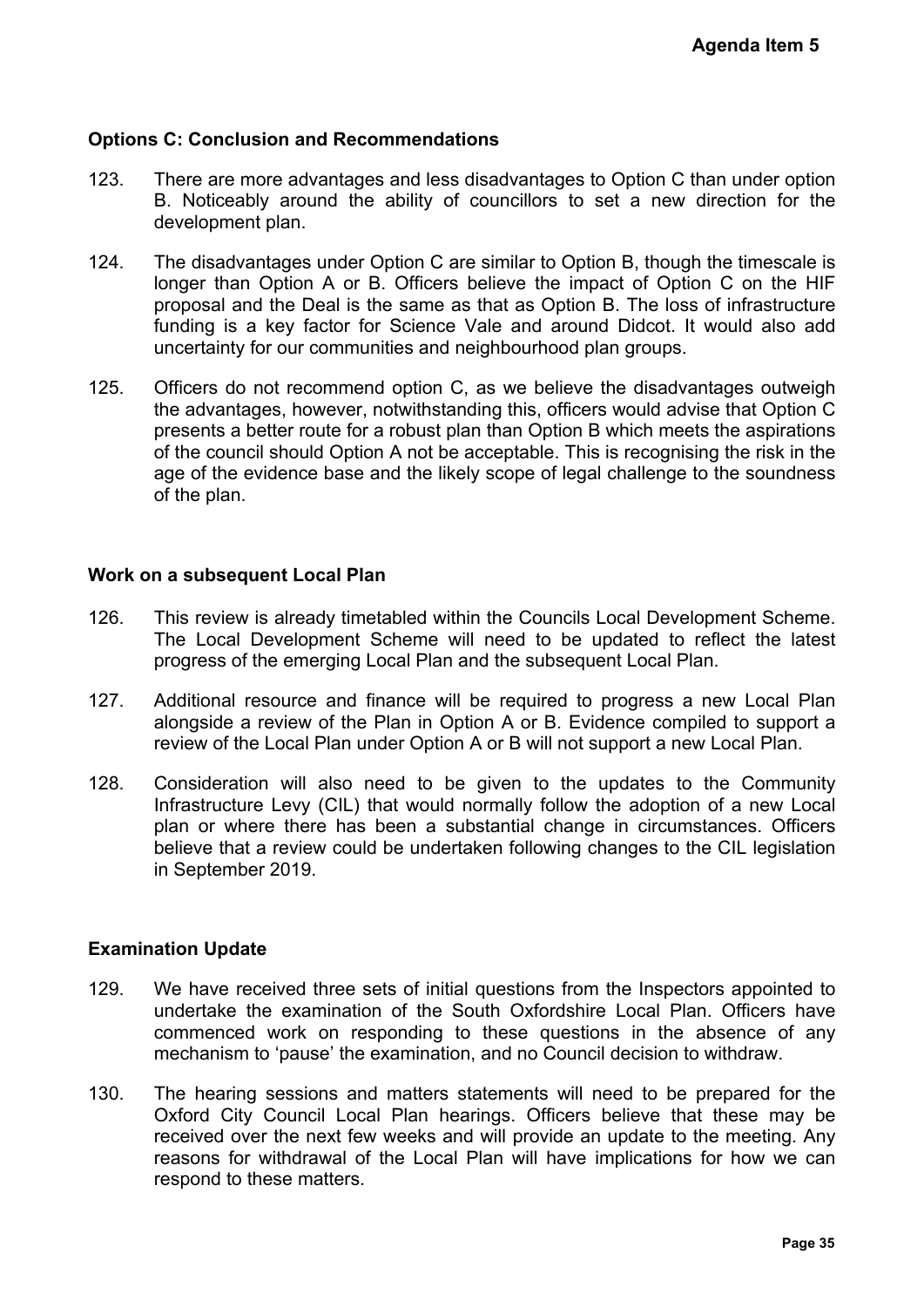### Options C: Conclusion and Recommendations

123. There are more advantages and less disadvantages to Option C than under option B. Noticeably around the ability of councillors to set a new direction for the development plan.

124. The disadvantages under Option C are similar to Option B, though the timescale is longer than Option A or B. Officers believe the impact of Option C on the HIF proposal and the Deal is the same as that as Option B. The loss of infrastructure funding is a key factor for Science Vale and around Didcot. It would also add uncertainty for our communities and neighbourhood plan groups.

125. Officers do not recommend option C, as we believe the disadvantages outweigh the advantages, however, notwithstanding this, officers would advise that Option C presents a better route for a robust plan than Option B which meets the aspirations of the council should Option A not be acceptable. This is recognising the risk in the age of the evidence base and the likely scope of legal challenge to the soundness of the plan.

### Work on a subsequent Local Plan

126. This review is already timetabled within the Councils Local Development Scheme. The Local Development Scheme will need to be updated to reflect the latest progress of the emerging Local Plan and the subsequent Local Plan.

127. Additional resource and finance will be required to progress a new Local Plan alongside a review of the Plan in Option A or B. Evidence compiled to support a review of the Local Plan under Option A or B will not support a new Local Plan.

128. Consideration will also need to be given to the updates to the Community Infrastructure Levy (CIL) that would normally follow the adoption of a new Local plan or where there has been a substantial change in circumstances. Officers believe that a review could be undertaken following changes to the CIL legislation in September 2019.

### Examination Update

129. We have received three sets of initial questions from the Inspectors appointed to undertake the examination of the South Oxfordshire Local Plan. Officers have commenced work on responding to these questions in the absence of any mechanism to 'pause' the examination, and no Council decision to withdraw.

130. The hearing sessions and matters statements will need to be prepared for the Oxford City Council Local Plan hearings. Officers believe that these may be received over the next few weeks and will provide an update to the meeting. Any reasons for withdrawal of the Local Plan will have implications for how we can respond to these matters.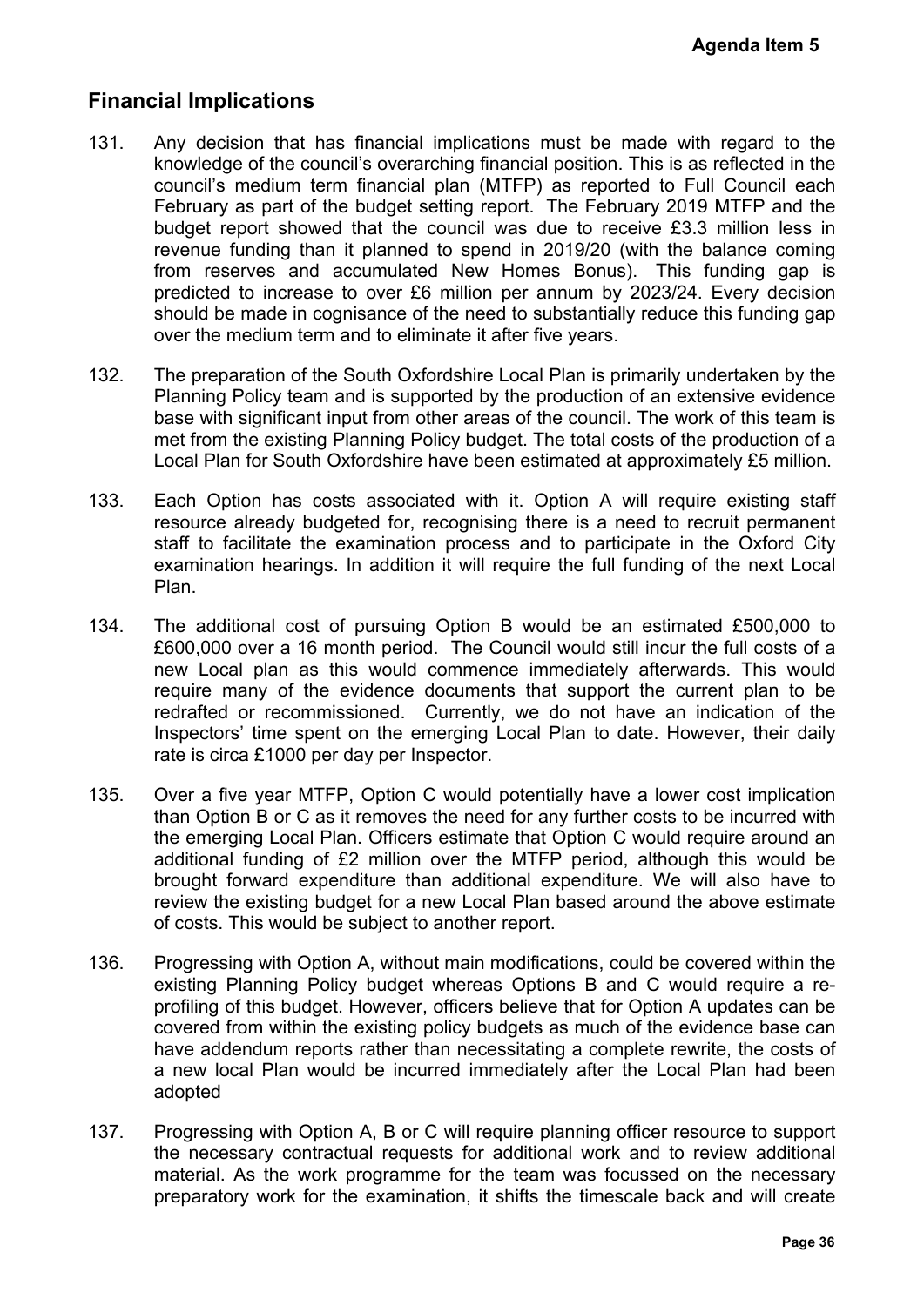## Financial Implications

131. Any decision that has financial implications must be made with regard to the knowledge of the council's overarching financial position. This is as reflected in the council's medium term financial plan (MTFP) as reported to Full Council each February as part of the budget setting report. The February 2019 MTFP and the budget report showed that the council was due to receive £3.3 million less in revenue funding than it planned to spend in 2019/20 (with the balance coming from reserves and accumulated New Homes Bonus). This funding gap is predicted to increase to over £6 million per annum by 2023/24. Every decision should be made in cognisance of the need to substantially reduce this funding gap over the medium term and to eliminate it after five years.

132. The preparation of the South Oxfordshire Local Plan is primarily undertaken by the Planning Policy team and is supported by the production of an extensive evidence base with significant input from other areas of the council. The work of this team is met from the existing Planning Policy budget. The total costs of the production of a Local Plan for South Oxfordshire have been estimated at approximately £5 million.

133. Each Option has costs associated with it. Option A will require existing staff resource already budgeted for, recognising there is a need to recruit permanent staff to facilitate the examination process and to participate in the Oxford City examination hearings. In addition it will require the full funding of the next Local Plan.

134. The additional cost of pursuing Option B would be an estimated £500,000 to £600,000 over a 16 month period. The Council would still incur the full costs of a new Local plan as this would commence immediately afterwards. This would require many of the evidence documents that support the current plan to be redrafted or recommissioned. Currently, we do not have an indication of the Inspectors' time spent on the emerging Local Plan to date. However, their daily rate is circa £1000 per day per Inspector.

135. Over a five year MTFP, Option C would potentially have a lower cost implication than Option B or C as it removes the need for any further costs to be incurred with the emerging Local Plan. Officers estimate that Option C would require around an additional funding of £2 million over the MTFP period, although this would be brought forward expenditure than additional expenditure. We will also have to review the existing budget for a new Local Plan based around the above estimate of costs. This would be subject to another report.

136. Progressing with Option A, without main modifications, could be covered within the existing Planning Policy budget whereas Options B and C would require a re-profiling of this budget. However, officers believe that for Option A updates can be covered from within the existing policy budgets as much of the evidence base can have addendum reports rather than necessitating a complete rewrite, the costs of a new local Plan would be incurred immediately after the Local Plan had been adopted

137. Progressing with Option A, B or C will require planning officer resource to support the necessary contractual requests for additional work and to review additional material. As the work programme for the team was focussed on the necessary preparatory work for the examination, it shifts the timescale back and will create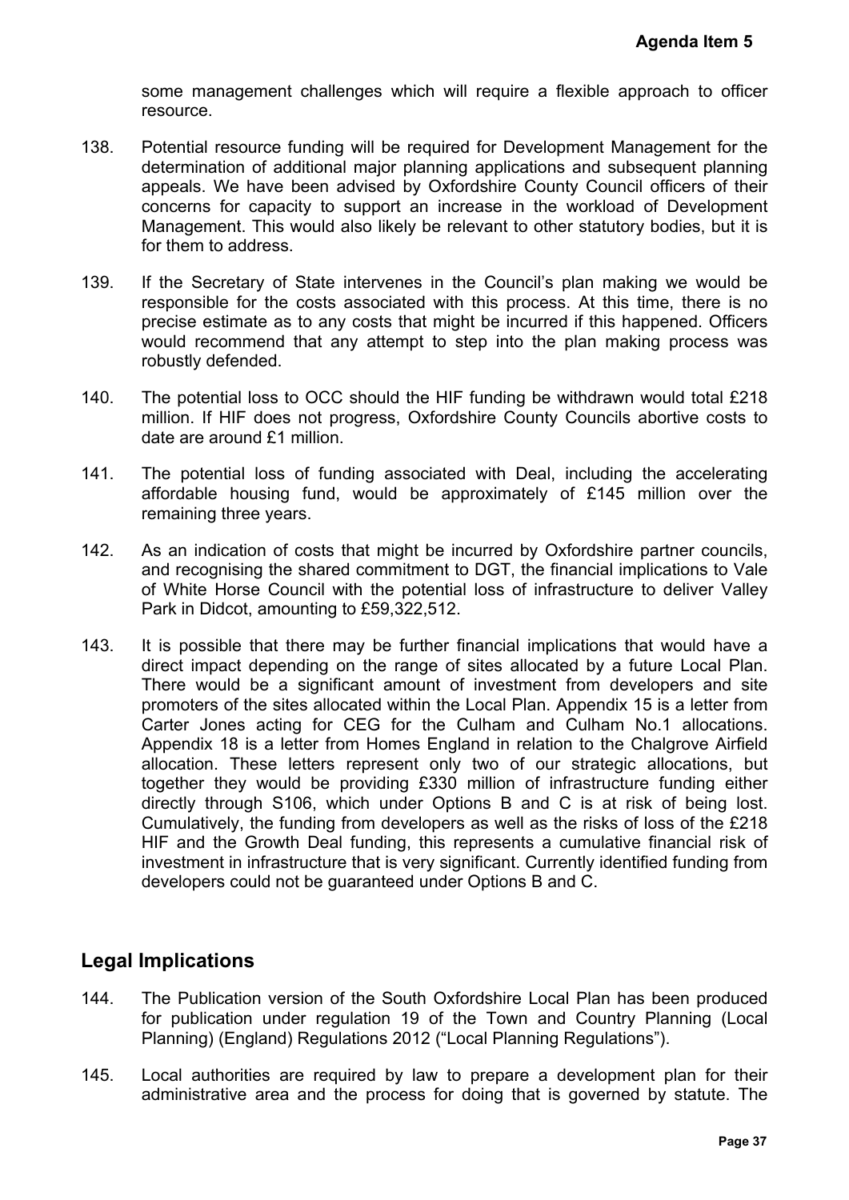some management challenges which will require a flexible approach to officer resource.

138. Potential resource funding will be required for Development Management for the determination of additional major planning applications and subsequent planning appeals. We have been advised by Oxfordshire County Council officers of their concerns for capacity to support an increase in the workload of Development Management. This would also likely be relevant to other statutory bodies, but it is for them to address.

139. If the Secretary of State intervenes in the Council's plan making we would be responsible for the costs associated with this process. At this time, there is no precise estimate as to any costs that might be incurred if this happened. Officers would recommend that any attempt to step into the plan making process was robustly defended.

140. The potential loss to OCC should the HIF funding be withdrawn would total £218 million. If HIF does not progress, Oxfordshire County Councils abortive costs to date are around £1 million.

141. The potential loss of funding associated with Deal, including the accelerating affordable housing fund, would be approximately of £145 million over the remaining three years.

142. As an indication of costs that might be incurred by Oxfordshire partner councils, and recognising the shared commitment to DGT, the financial implications to Vale of White Horse Council with the potential loss of infrastructure to deliver Valley Park in Didcot, amounting to £59,322,512.

143. It is possible that there may be further financial implications that would have a direct impact depending on the range of sites allocated by a future Local Plan. There would be a significant amount of investment from developers and site promoters of the sites allocated within the Local Plan. Appendix 15 is a letter from Carter Jones acting for CEG for the Culham and Culham No.1 allocations. Appendix 18 is a letter from Homes England in relation to the Chalgrove Airfield allocation. These letters represent only two of our strategic allocations, but together they would be providing £330 million of infrastructure funding either directly through S106, which under Options B and C is at risk of being lost. Cumulatively, the funding from developers as well as the risks of loss of the £218 HIF and the Growth Deal funding, this represents a cumulative financial risk of investment in infrastructure that is very significant. Currently identified funding from developers could not be guaranteed under Options B and C.

## Legal Implications

144. The Publication version of the South Oxfordshire Local Plan has been produced for publication under regulation 19 of the Town and Country Planning (Local Planning) (England) Regulations 2012 ("Local Planning Regulations").

145. Local authorities are required by law to prepare a development plan for their administrative area and the process for doing that is governed by statute. The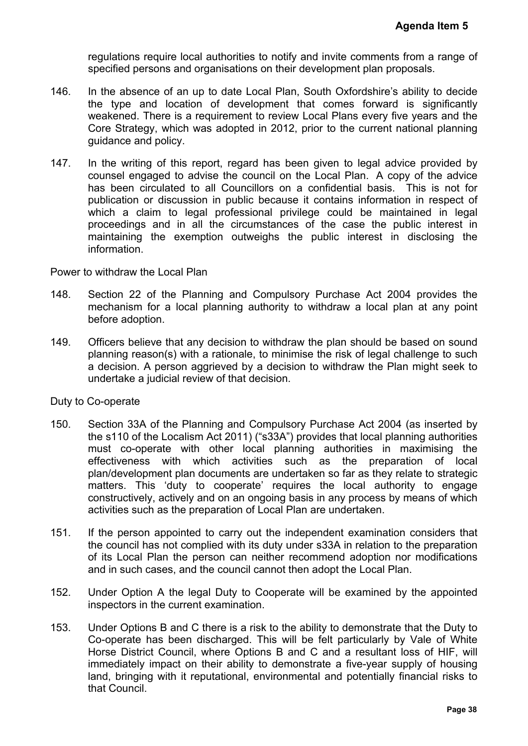regulations require local authorities to notify and invite comments from a range of specified persons and organisations on their development plan proposals.

146. In the absence of an up to date Local Plan, South Oxfordshire's ability to decide the type and location of development that comes forward is significantly weakened. There is a requirement to review Local Plans every five years and the Core Strategy, which was adopted in 2012, prior to the current national planning guidance and policy.

147. In the writing of this report, regard has been given to legal advice provided by counsel engaged to advise the council on the Local Plan. A copy of the advice has been circulated to all Councillors on a confidential basis. This is not for publication or discussion in public because it contains information in respect of which a claim to legal professional privilege could be maintained in legal proceedings and in all the circumstances of the case the public interest in maintaining the exemption outweighs the public interest in disclosing the information.

Power to withdraw the Local Plan

148. Section 22 of the Planning and Compulsory Purchase Act 2004 provides the mechanism for a local planning authority to withdraw a local plan at any point before adoption.

149. Officers believe that any decision to withdraw the plan should be based on sound planning reason(s) with a rationale, to minimise the risk of legal challenge to such a decision. A person aggrieved by a decision to withdraw the Plan might seek to undertake a judicial review of that decision.

Duty to Co-operate

150. Section 33A of the Planning and Compulsory Purchase Act 2004 (as inserted by the s110 of the Localism Act 2011) ("s33A") provides that local planning authorities must co-operate with other local planning authorities in maximising the effectiveness with which activities such as the preparation of local plan/development plan documents are undertaken so far as they relate to strategic matters. This 'duty to cooperate' requires the local authority to engage constructively, actively and on an ongoing basis in any process by means of which activities such as the preparation of Local Plan are undertaken.

151. If the person appointed to carry out the independent examination considers that the council has not complied with its duty under s33A in relation to the preparation of its Local Plan the person can neither recommend adoption nor modifications and in such cases, and the council cannot then adopt the Local Plan.

152. Under Option A the legal Duty to Cooperate will be examined by the appointed inspectors in the current examination.

153. Under Options B and C there is a risk to the ability to demonstrate that the Duty to Co-operate has been discharged. This will be felt particularly by Vale of White Horse District Council, where Options B and C and a resultant loss of HIF, will immediately impact on their ability to demonstrate a five-year supply of housing land, bringing with it reputational, environmental and potentially financial risks to that Council.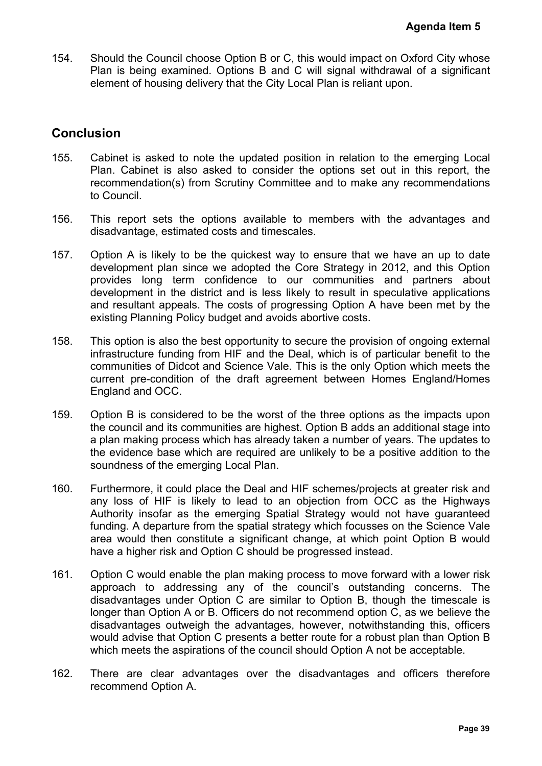154. Should the Council choose Option B or C, this would impact on Oxford City whose Plan is being examined. Options B and C will signal withdrawal of a significant element of housing delivery that the City Local Plan is reliant upon.

## Conclusion

155. Cabinet is asked to note the updated position in relation to the emerging Local Plan. Cabinet is also asked to consider the options set out in this report, the recommendation(s) from Scrutiny Committee and to make any recommendations to Council.

156. This report sets the options available to members with the advantages and disadvantage, estimated costs and timescales.

157. Option A is likely to be the quickest way to ensure that we have an up to date development plan since we adopted the Core Strategy in 2012, and this Option provides long term confidence to our communities and partners about development in the district and is less likely to result in speculative applications and resultant appeals. The costs of progressing Option A have been met by the existing Planning Policy budget and avoids abortive costs.

158. This option is also the best opportunity to secure the provision of ongoing external infrastructure funding from HIF and the Deal, which is of particular benefit to the communities of Didcot and Science Vale. This is the only Option which meets the current pre-condition of the draft agreement between Homes England/Homes England and OCC.

159. Option B is considered to be the worst of the three options as the impacts upon the council and its communities are highest. Option B adds an additional stage into a plan making process which has already taken a number of years. The updates to the evidence base which are required are unlikely to be a positive addition to the soundness of the emerging Local Plan.

160. Furthermore, it could place the Deal and HIF schemes/projects at greater risk and any loss of HIF is likely to lead to an objection from OCC as the Highways Authority insofar as the emerging Spatial Strategy would not have guaranteed funding. A departure from the spatial strategy which focusses on the Science Vale area would then constitute a significant change, at which point Option B would have a higher risk and Option C should be progressed instead.

161. Option C would enable the plan making process to move forward with a lower risk approach to addressing any of the council's outstanding concerns. The disadvantages under Option C are similar to Option B, though the timescale is longer than Option A or B. Officers do not recommend option C, as we believe the disadvantages outweigh the advantages, however, notwithstanding this, officers would advise that Option C presents a better route for a robust plan than Option B which meets the aspirations of the council should Option A not be acceptable.

162. There are clear advantages over the disadvantages and officers therefore recommend Option A.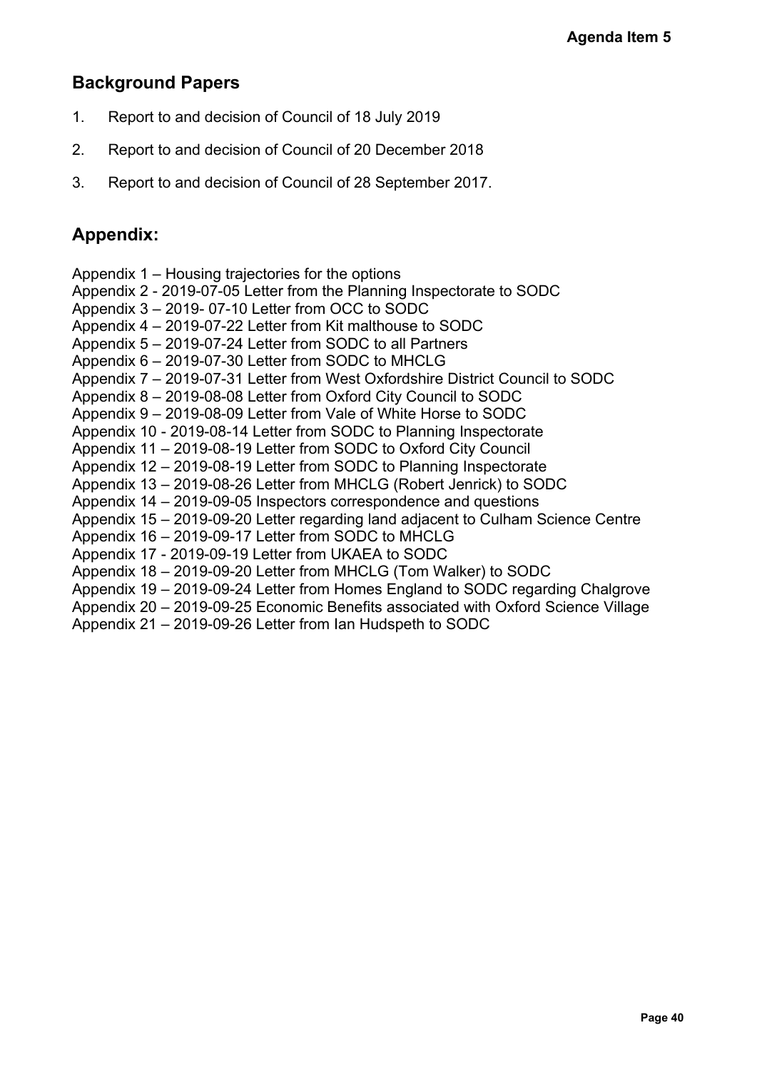## Background Papers

1. Report to and decision of Council of 18 July 2019
2. Report to and decision of Council of 20 December 2018
3. Report to and decision of Council of 28 September 2017.

## Appendix:

Appendix 1 – Housing trajectories for the options
Appendix 2 - 2019-07-05 Letter from the Planning Inspectorate to SODC
Appendix 3 – 2019- 07-10 Letter from OCC to SODC
Appendix 4 – 2019-07-22 Letter from Kit malthouse to SODC
Appendix 5 – 2019-07-24 Letter from SODC to all Partners
Appendix 6 – 2019-07-30 Letter from SODC to MHCLG
Appendix 7 – 2019-07-31 Letter from West Oxfordshire District Council to SODC
Appendix 8 – 2019-08-08 Letter from Oxford City Council to SODC
Appendix 9 – 2019-08-09 Letter from Vale of White Horse to SODC
Appendix 10 - 2019-08-14 Letter from SODC to Planning Inspectorate
Appendix 11 – 2019-08-19 Letter from SODC to Oxford City Council
Appendix 12 – 2019-08-19 Letter from SODC to Planning Inspectorate
Appendix 13 – 2019-08-26 Letter from MHCLG (Robert Jenrick) to SODC
Appendix 14 – 2019-09-05 Inspectors correspondence and questions
Appendix 15 – 2019-09-20 Letter regarding land adjacent to Culham Science Centre
Appendix 16 – 2019-09-17 Letter from SODC to MHCLG
Appendix 17 - 2019-09-19 Letter from UKAEA to SODC
Appendix 18 – 2019-09-20 Letter from MHCLG (Tom Walker) to SODC
Appendix 19 – 2019-09-24 Letter from Homes England to SODC regarding Chalgrove
Appendix 20 – 2019-09-25 Economic Benefits associated with Oxford Science Village
Appendix 21 – 2019-09-26 Letter from Ian Hudspeth to SODC